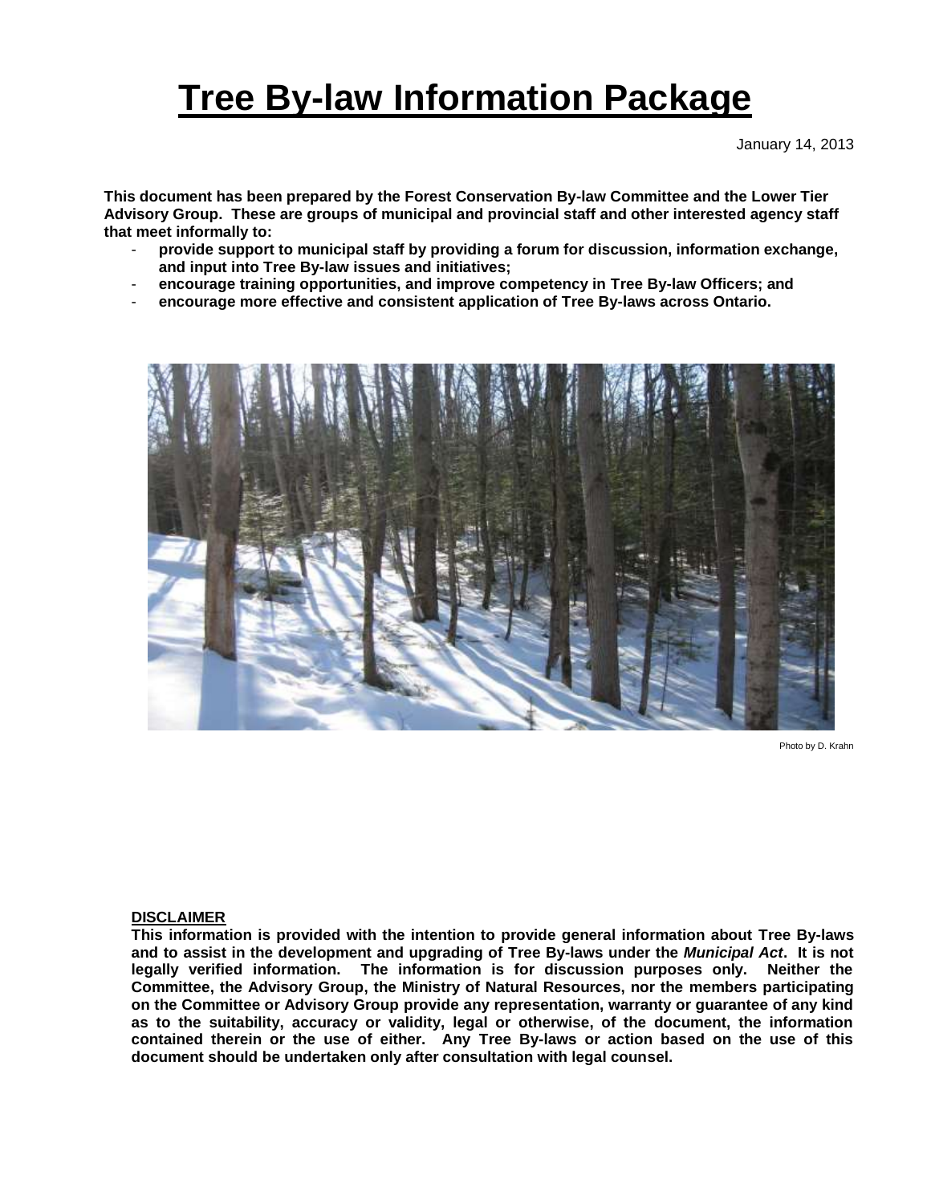# Tree By-law Information Package

January 14, 2013

**This document has been prepared by the Forest Conservation By-law Committee and the Lower Tier Advisory Group. These are groups of municipal and provincial staff and other interested agency staff that meet informally to:**

- **provide support to municipal staff by providing a forum for discussion, information exchange, and input into Tree By-law issues and initiatives;**
- **encourage training opportunities, and improve competency in Tree By-law Officers; and**
- **encourage more effective and consistent application of Tree By-laws across Ontario.**

Photo by D. Krahn

**DISCLAIMER**

**This information is provided with the intention to provide general information about Tree By-laws and to assist in the development and upgrading of Tree By-laws under the *Municipal Act*. It is not legally verified information. The information is for discussion purposes only. Neither the Committee, the Advisory Group, the Ministry of Natural Resources, nor the members participating on the Committee or Advisory Group provide any representation, warranty or guarantee of any kind as to the suitability, accuracy or validity, legal or otherwise, of the document, the information contained therein or the use of either. Any Tree By-laws or action based on the use of this document should be undertaken only after consultation with legal counsel.**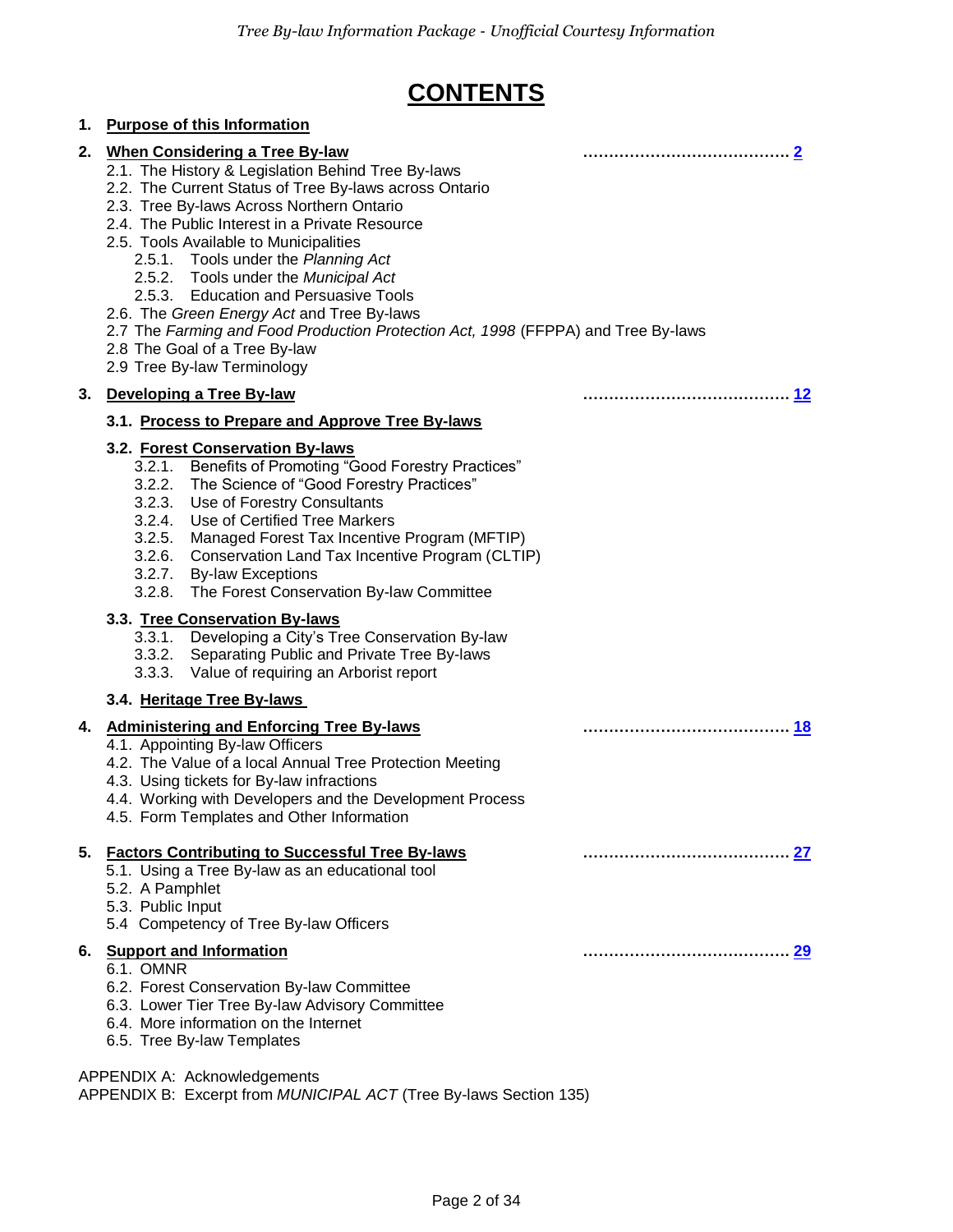# CONTENTS

1. **Purpose of this Information**

2. **When Considering a Tree By-law** …………………………………… 2
   - 2.1. The History & Legislation Behind Tree By-laws
   - 2.2. The Current Status of Tree By-laws across Ontario
   - 2.3. Tree By-laws Across Northern Ontario
   - 2.4. The Public Interest in a Private Resource
   - 2.5. Tools Available to Municipalities
     - 2.5.1. Tools under the *Planning Act*
     - 2.5.2. Tools under the *Municipal Act*
     - 2.5.3. Education and Persuasive Tools
   - 2.6. The *Green Energy Act* and Tree By-laws
   - 2.7 The *Farming and Food Production Protection Act, 1998* (FFPPA) and Tree By-laws
   - 2.8 The Goal of a Tree By-law
   - 2.9 Tree By-law Terminology

3. **Developing a Tree By-law** …………………………………… 12
   - **3.1. Process to Prepare and Approve Tree By-laws**
   - **3.2. Forest Conservation By-laws**
     - 3.2.1. Benefits of Promoting "Good Forestry Practices"
     - 3.2.2. The Science of "Good Forestry Practices"
     - 3.2.3. Use of Forestry Consultants
     - 3.2.4. Use of Certified Tree Markers
     - 3.2.5. Managed Forest Tax Incentive Program (MFTIP)
     - 3.2.6. Conservation Land Tax Incentive Program (CLTIP)
     - 3.2.7. By-law Exceptions
     - 3.2.8. The Forest Conservation By-law Committee
   - **3.3. Tree Conservation By-laws**
     - 3.3.1. Developing a City's Tree Conservation By-law
     - 3.3.2. Separating Public and Private Tree By-laws
     - 3.3.3. Value of requiring an Arborist report
   - **3.4. Heritage Tree By-laws**

4. **Administering and Enforcing Tree By-laws** …………………………………… 18
   - 4.1. Appointing By-law Officers
   - 4.2. The Value of a local Annual Tree Protection Meeting
   - 4.3. Using tickets for By-law infractions
   - 4.4. Working with Developers and the Development Process
   - 4.5. Form Templates and Other Information

5. **Factors Contributing to Successful Tree By-laws** …………………………………… 27
   - 5.1. Using a Tree By-law as an educational tool
   - 5.2. A Pamphlet
   - 5.3. Public Input
   - 5.4 Competency of Tree By-law Officers

6. **Support and Information** …………………………………… 29
   - 6.1. OMNR
   - 6.2. Forest Conservation By-law Committee
   - 6.3. Lower Tier Tree By-law Advisory Committee
   - 6.4. More information on the Internet
   - 6.5. Tree By-law Templates

APPENDIX A: Acknowledgements

APPENDIX B: Excerpt from *MUNICIPAL ACT* (Tree By-laws Section 135)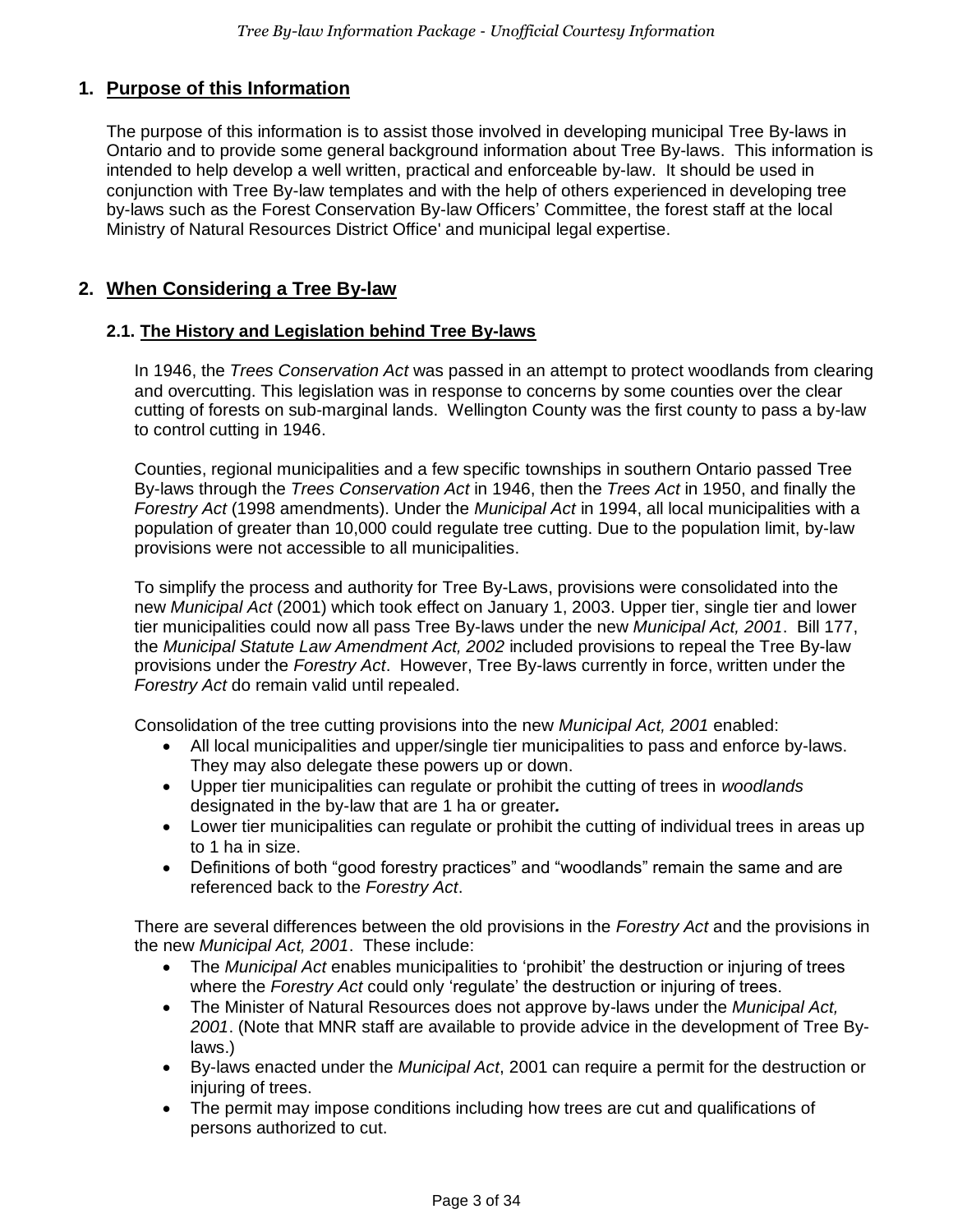## 1. Purpose of this Information

The purpose of this information is to assist those involved in developing municipal Tree By-laws in Ontario and to provide some general background information about Tree By-laws. This information is intended to help develop a well written, practical and enforceable by-law. It should be used in conjunction with Tree By-law templates and with the help of others experienced in developing tree by-laws such as the Forest Conservation By-law Officers' Committee, the forest staff at the local Ministry of Natural Resources District Office' and municipal legal expertise.

## 2. When Considering a Tree By-law

### 2.1. The History and Legislation behind Tree By-laws

In 1946, the *Trees Conservation Act* was passed in an attempt to protect woodlands from clearing and overcutting. This legislation was in response to concerns by some counties over the clear cutting of forests on sub-marginal lands. Wellington County was the first county to pass a by-law to control cutting in 1946.

Counties, regional municipalities and a few specific townships in southern Ontario passed Tree By-laws through the *Trees Conservation Act* in 1946, then the *Trees Act* in 1950, and finally the *Forestry Act* (1998 amendments). Under the *Municipal Act* in 1994, all local municipalities with a population of greater than 10,000 could regulate tree cutting. Due to the population limit, by-law provisions were not accessible to all municipalities.

To simplify the process and authority for Tree By-Laws, provisions were consolidated into the new *Municipal Act* (2001) which took effect on January 1, 2003. Upper tier, single tier and lower tier municipalities could now all pass Tree By-laws under the new *Municipal Act, 2001*. Bill 177, the *Municipal Statute Law Amendment Act, 2002* included provisions to repeal the Tree By-law provisions under the *Forestry Act*. However, Tree By-laws currently in force, written under the *Forestry Act* do remain valid until repealed.

Consolidation of the tree cutting provisions into the new *Municipal Act, 2001* enabled:

- All local municipalities and upper/single tier municipalities to pass and enforce by-laws. They may also delegate these powers up or down.
- Upper tier municipalities can regulate or prohibit the cutting of trees in *woodlands* designated in the by-law that are 1 ha or greater***.***
- Lower tier municipalities can regulate or prohibit the cutting of individual trees in areas up to 1 ha in size.
- Definitions of both "good forestry practices" and "woodlands" remain the same and are referenced back to the *Forestry Act*.

There are several differences between the old provisions in the *Forestry Act* and the provisions in the new *Municipal Act, 2001*. These include:

- The *Municipal Act* enables municipalities to 'prohibit' the destruction or injuring of trees where the *Forestry Act* could only 'regulate' the destruction or injuring of trees.
- The Minister of Natural Resources does not approve by-laws under the *Municipal Act, 2001*. (Note that MNR staff are available to provide advice in the development of Tree By-laws.)
- By-laws enacted under the *Municipal Act*, 2001 can require a permit for the destruction or injuring of trees.
- The permit may impose conditions including how trees are cut and qualifications of persons authorized to cut.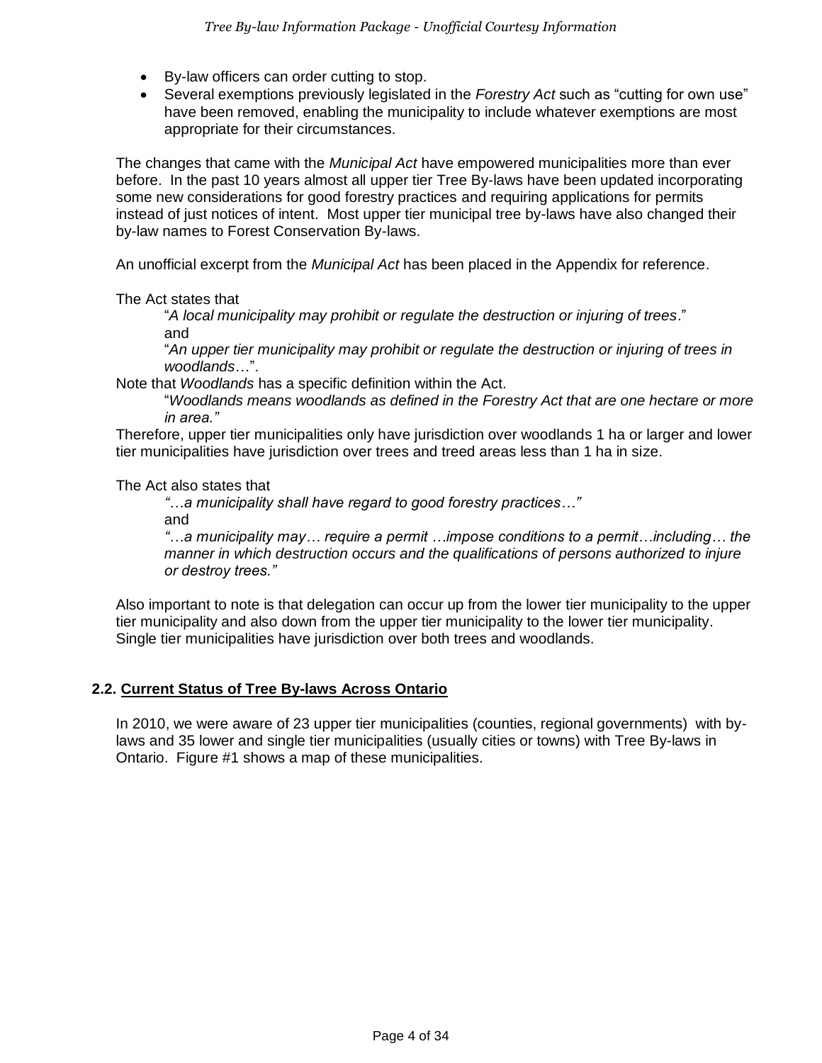- By-law officers can order cutting to stop.
- Several exemptions previously legislated in the *Forestry Act* such as "cutting for own use" have been removed, enabling the municipality to include whatever exemptions are most appropriate for their circumstances.

The changes that came with the *Municipal Act* have empowered municipalities more than ever before. In the past 10 years almost all upper tier Tree By-laws have been updated incorporating some new considerations for good forestry practices and requiring applications for permits instead of just notices of intent. Most upper tier municipal tree by-laws have also changed their by-law names to Forest Conservation By-laws.

An unofficial excerpt from the *Municipal Act* has been placed in the Appendix for reference.

The Act states that

> "*A local municipality may prohibit or regulate the destruction or injuring of trees*."
> and
> "*An upper tier municipality may prohibit or regulate the destruction or injuring of trees in woodlands*…".

Note that *Woodlands* has a specific definition within the Act.

> "*Woodlands means woodlands as defined in the Forestry Act that are one hectare or more in area."*

Therefore, upper tier municipalities only have jurisdiction over woodlands 1 ha or larger and lower tier municipalities have jurisdiction over trees and treed areas less than 1 ha in size.

The Act also states that

> *"…a municipality shall have regard to good forestry practices…"*
> and
> *"…a municipality may… require a permit …impose conditions to a permit…including… the manner in which destruction occurs and the qualifications of persons authorized to injure or destroy trees."*

Also important to note is that delegation can occur up from the lower tier municipality to the upper tier municipality and also down from the upper tier municipality to the lower tier municipality. Single tier municipalities have jurisdiction over both trees and woodlands.

## 2.2. Current Status of Tree By-laws Across Ontario

In 2010, we were aware of 23 upper tier municipalities (counties, regional governments) with by-laws and 35 lower and single tier municipalities (usually cities or towns) with Tree By-laws in Ontario. Figure #1 shows a map of these municipalities.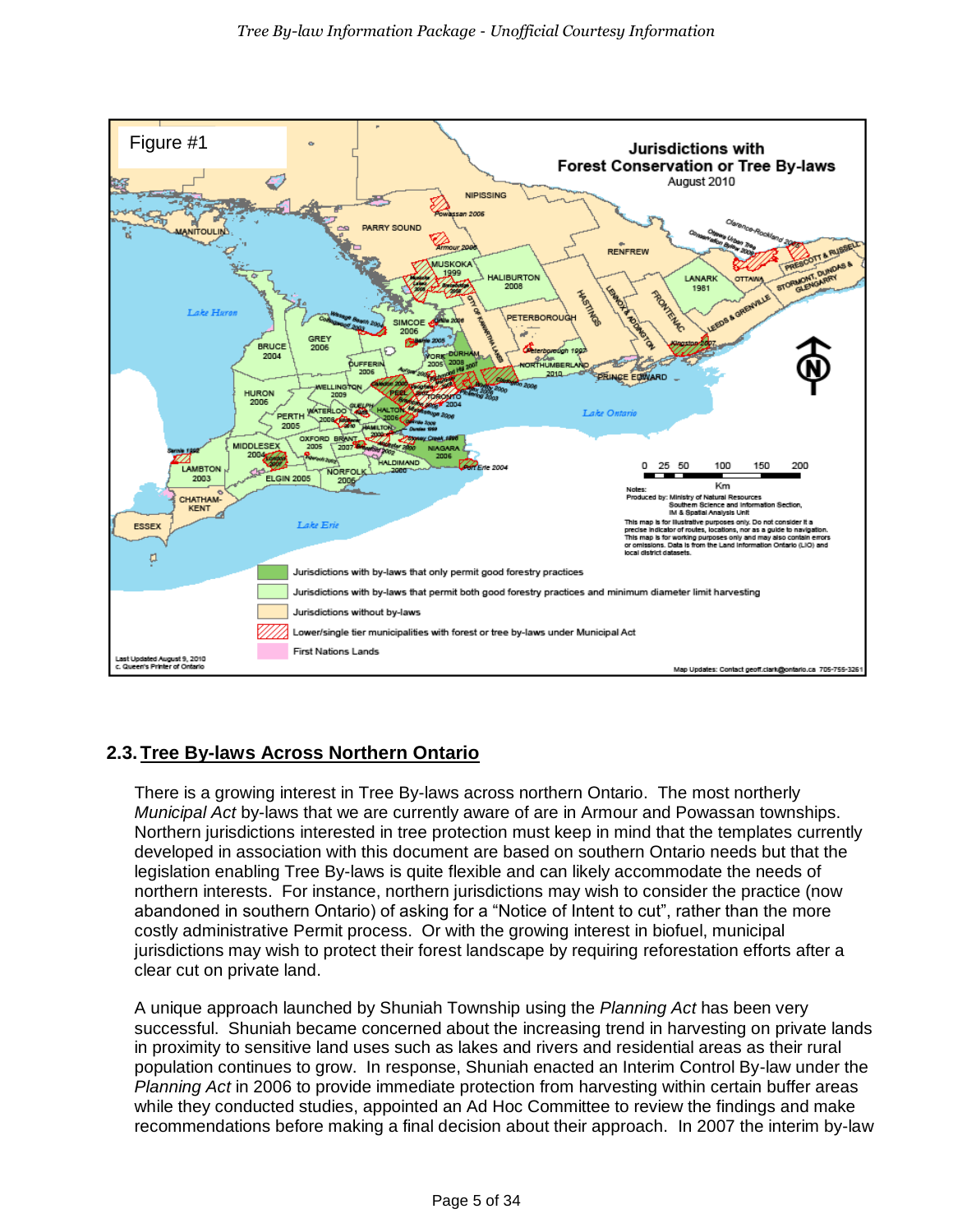Figure #1

## 2.3. Tree By-laws Across Northern Ontario

There is a growing interest in Tree By-laws across northern Ontario. The most northerly *Municipal Act* by-laws that we are currently aware of are in Armour and Powassan townships. Northern jurisdictions interested in tree protection must keep in mind that the templates currently developed in association with this document are based on southern Ontario needs but that the legislation enabling Tree By-laws is quite flexible and can likely accommodate the needs of northern interests. For instance, northern jurisdictions may wish to consider the practice (now abandoned in southern Ontario) of asking for a "Notice of Intent to cut", rather than the more costly administrative Permit process. Or with the growing interest in biofuel, municipal jurisdictions may wish to protect their forest landscape by requiring reforestation efforts after a clear cut on private land.

A unique approach launched by Shuniah Township using the *Planning Act* has been very successful. Shuniah became concerned about the increasing trend in harvesting on private lands in proximity to sensitive land uses such as lakes and rivers and residential areas as their rural population continues to grow. In response, Shuniah enacted an Interim Control By-law under the *Planning Act* in 2006 to provide immediate protection from harvesting within certain buffer areas while they conducted studies, appointed an Ad Hoc Committee to review the findings and make recommendations before making a final decision about their approach. In 2007 the interim by-law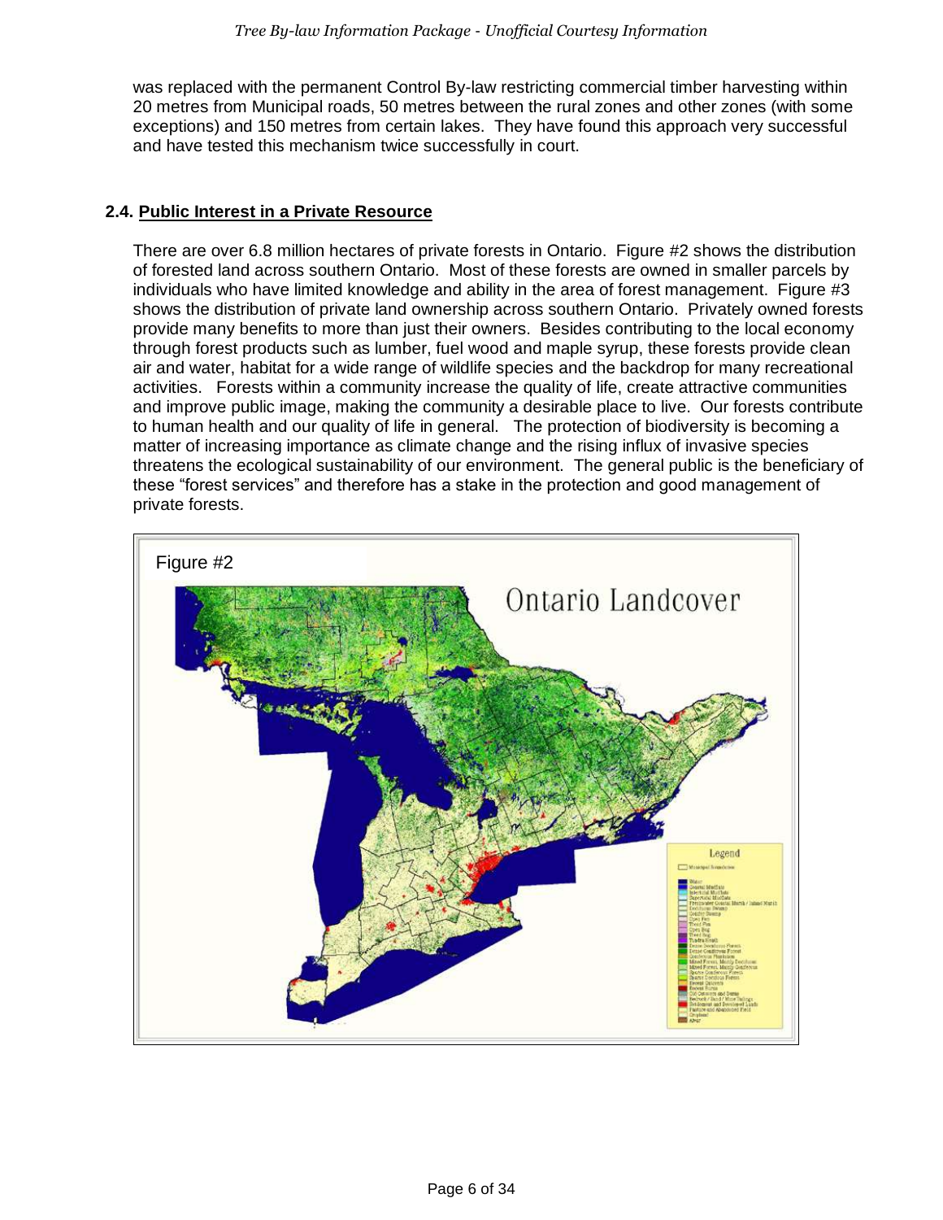was replaced with the permanent Control By-law restricting commercial timber harvesting within 20 metres from Municipal roads, 50 metres between the rural zones and other zones (with some exceptions) and 150 metres from certain lakes. They have found this approach very successful and have tested this mechanism twice successfully in court.

## 2.4. Public Interest in a Private Resource

There are over 6.8 million hectares of private forests in Ontario. Figure #2 shows the distribution of forested land across southern Ontario. Most of these forests are owned in smaller parcels by individuals who have limited knowledge and ability in the area of forest management. Figure #3 shows the distribution of private land ownership across southern Ontario. Privately owned forests provide many benefits to more than just their owners. Besides contributing to the local economy through forest products such as lumber, fuel wood and maple syrup, these forests provide clean air and water, habitat for a wide range of wildlife species and the backdrop for many recreational activities. Forests within a community increase the quality of life, create attractive communities and improve public image, making the community a desirable place to live. Our forests contribute to human health and our quality of life in general. The protection of biodiversity is becoming a matter of increasing importance as climate change and the rising influx of invasive species threatens the ecological sustainability of our environment. The general public is the beneficiary of these "forest services" and therefore has a stake in the protection and good management of private forests.

Figure #2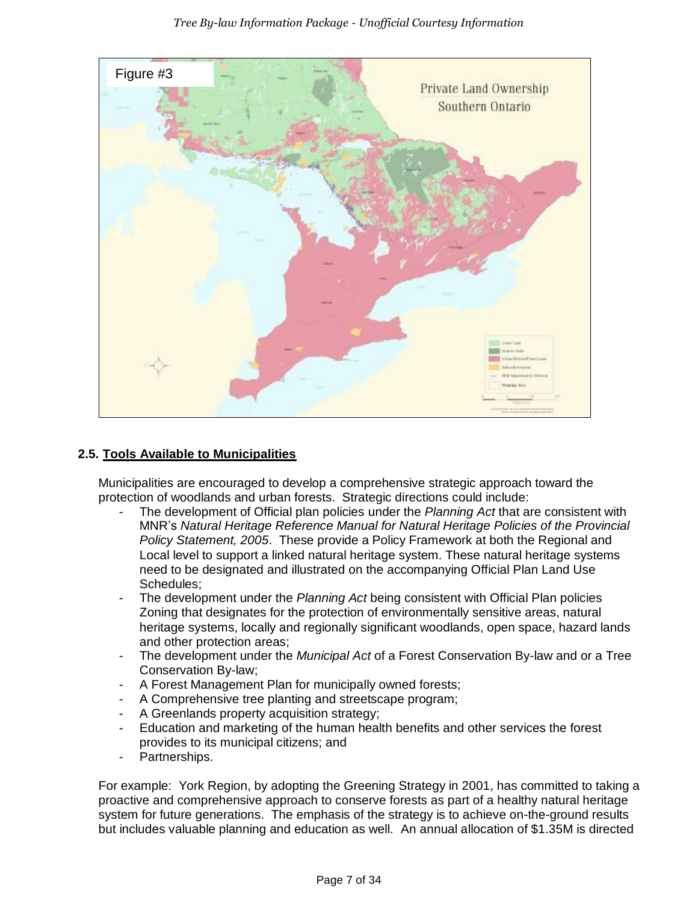Figure #3

Private Land Ownership
Southern Ontario

## 2.5. Tools Available to Municipalities

Municipalities are encouraged to develop a comprehensive strategic approach toward the protection of woodlands and urban forests. Strategic directions could include:

- The development of Official plan policies under the *Planning Act* that are consistent with MNR's *Natural Heritage Reference Manual for Natural Heritage Policies of the Provincial Policy Statement, 2005*. These provide a Policy Framework at both the Regional and Local level to support a linked natural heritage system. These natural heritage systems need to be designated and illustrated on the accompanying Official Plan Land Use Schedules;
- The development under the *Planning Act* being consistent with Official Plan policies Zoning that designates for the protection of environmentally sensitive areas, natural heritage systems, locally and regionally significant woodlands, open space, hazard lands and other protection areas;
- The development under the *Municipal Act* of a Forest Conservation By-law and or a Tree Conservation By-law;
- A Forest Management Plan for municipally owned forests;
- A Comprehensive tree planting and streetscape program;
- A Greenlands property acquisition strategy;
- Education and marketing of the human health benefits and other services the forest provides to its municipal citizens; and
- Partnerships.

For example: York Region, by adopting the Greening Strategy in 2001, has committed to taking a proactive and comprehensive approach to conserve forests as part of a healthy natural heritage system for future generations. The emphasis of the strategy is to achieve on-the-ground results but includes valuable planning and education as well. An annual allocation of $1.35M is directed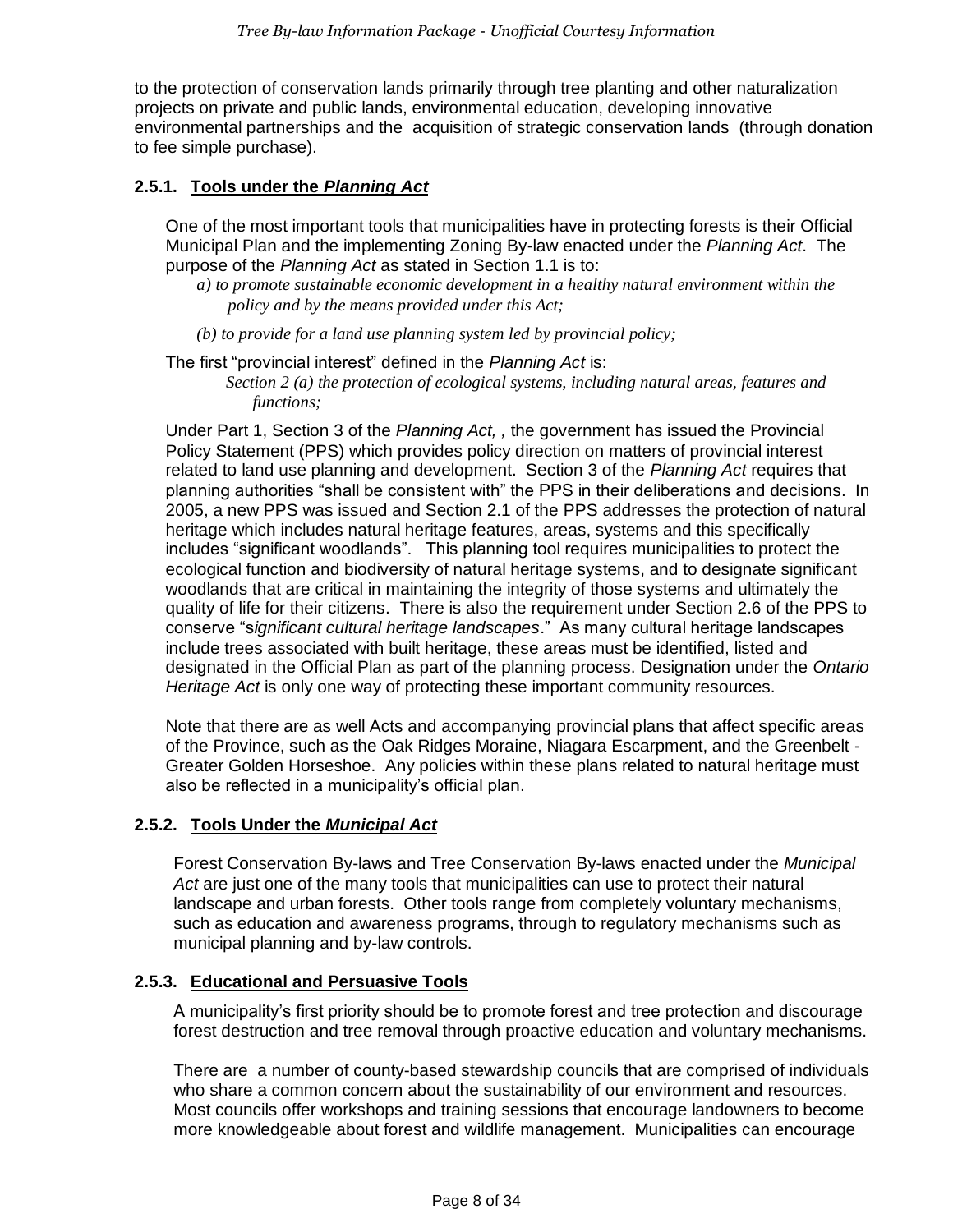to the protection of conservation lands primarily through tree planting and other naturalization projects on private and public lands, environmental education, developing innovative environmental partnerships and the acquisition of strategic conservation lands (through donation to fee simple purchase).

### 2.5.1. Tools under the *Planning Act*

One of the most important tools that municipalities have in protecting forests is their Official Municipal Plan and the implementing Zoning By-law enacted under the *Planning Act*. The purpose of the *Planning Act* as stated in Section 1.1 is to:

> *a) to promote sustainable economic development in a healthy natural environment within the policy and by the means provided under this Act;*
>
> *(b) to provide for a land use planning system led by provincial policy;*

The first "provincial interest" defined in the *Planning Act* is:

> *Section 2 (a) the protection of ecological systems, including natural areas, features and functions;*

Under Part 1, Section 3 of the *Planning Act, ,* the government has issued the Provincial Policy Statement (PPS) which provides policy direction on matters of provincial interest related to land use planning and development. Section 3 of the *Planning Act* requires that planning authorities "shall be consistent with" the PPS in their deliberations and decisions. In 2005, a new PPS was issued and Section 2.1 of the PPS addresses the protection of natural heritage which includes natural heritage features, areas, systems and this specifically includes "significant woodlands". This planning tool requires municipalities to protect the ecological function and biodiversity of natural heritage systems, and to designate significant woodlands that are critical in maintaining the integrity of those systems and ultimately the quality of life for their citizens. There is also the requirement under Section 2.6 of the PPS to conserve "s*ignificant cultural heritage landscapes*." As many cultural heritage landscapes include trees associated with built heritage, these areas must be identified, listed and designated in the Official Plan as part of the planning process. Designation under the *Ontario Heritage Act* is only one way of protecting these important community resources.

Note that there are as well Acts and accompanying provincial plans that affect specific areas of the Province, such as the Oak Ridges Moraine, Niagara Escarpment, and the Greenbelt - Greater Golden Horseshoe. Any policies within these plans related to natural heritage must also be reflected in a municipality's official plan.

### 2.5.2. Tools Under the *Municipal Act*

Forest Conservation By-laws and Tree Conservation By-laws enacted under the *Municipal Act* are just one of the many tools that municipalities can use to protect their natural landscape and urban forests. Other tools range from completely voluntary mechanisms, such as education and awareness programs, through to regulatory mechanisms such as municipal planning and by-law controls.

### 2.5.3. Educational and Persuasive Tools

A municipality's first priority should be to promote forest and tree protection and discourage forest destruction and tree removal through proactive education and voluntary mechanisms.

There are a number of county-based stewardship councils that are comprised of individuals who share a common concern about the sustainability of our environment and resources. Most councils offer workshops and training sessions that encourage landowners to become more knowledgeable about forest and wildlife management. Municipalities can encourage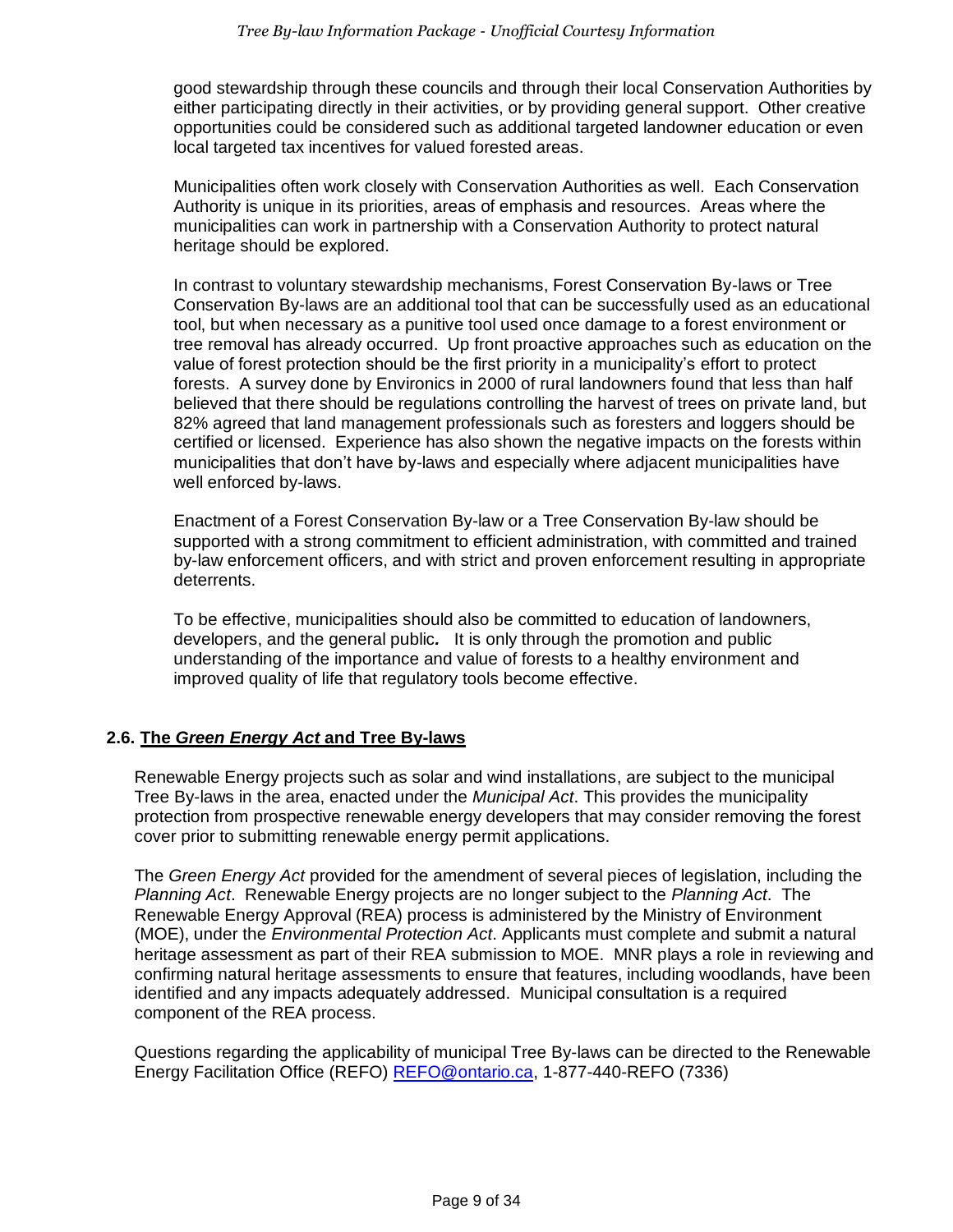good stewardship through these councils and through their local Conservation Authorities by either participating directly in their activities, or by providing general support. Other creative opportunities could be considered such as additional targeted landowner education or even local targeted tax incentives for valued forested areas.

Municipalities often work closely with Conservation Authorities as well. Each Conservation Authority is unique in its priorities, areas of emphasis and resources. Areas where the municipalities can work in partnership with a Conservation Authority to protect natural heritage should be explored.

In contrast to voluntary stewardship mechanisms, Forest Conservation By-laws or Tree Conservation By-laws are an additional tool that can be successfully used as an educational tool, but when necessary as a punitive tool used once damage to a forest environment or tree removal has already occurred. Up front proactive approaches such as education on the value of forest protection should be the first priority in a municipality's effort to protect forests. A survey done by Environics in 2000 of rural landowners found that less than half believed that there should be regulations controlling the harvest of trees on private land, but 82% agreed that land management professionals such as foresters and loggers should be certified or licensed. Experience has also shown the negative impacts on the forests within municipalities that don't have by-laws and especially where adjacent municipalities have well enforced by-laws.

Enactment of a Forest Conservation By-law or a Tree Conservation By-law should be supported with a strong commitment to efficient administration, with committed and trained by-law enforcement officers, and with strict and proven enforcement resulting in appropriate deterrents.

To be effective, municipalities should also be committed to education of landowners, developers, and the general public. It is only through the promotion and public understanding of the importance and value of forests to a healthy environment and improved quality of life that regulatory tools become effective.

### 2.6. The *Green Energy Act* and Tree By-laws

Renewable Energy projects such as solar and wind installations, are subject to the municipal Tree By-laws in the area, enacted under the *Municipal Act*. This provides the municipality protection from prospective renewable energy developers that may consider removing the forest cover prior to submitting renewable energy permit applications.

The *Green Energy Act* provided for the amendment of several pieces of legislation, including the *Planning Act*. Renewable Energy projects are no longer subject to the *Planning Act*. The Renewable Energy Approval (REA) process is administered by the Ministry of Environment (MOE), under the *Environmental Protection Act*. Applicants must complete and submit a natural heritage assessment as part of their REA submission to MOE. MNR plays a role in reviewing and confirming natural heritage assessments to ensure that features, including woodlands, have been identified and any impacts adequately addressed. Municipal consultation is a required component of the REA process.

Questions regarding the applicability of municipal Tree By-laws can be directed to the Renewable Energy Facilitation Office (REFO) REFO@ontario.ca, 1-877-440-REFO (7336)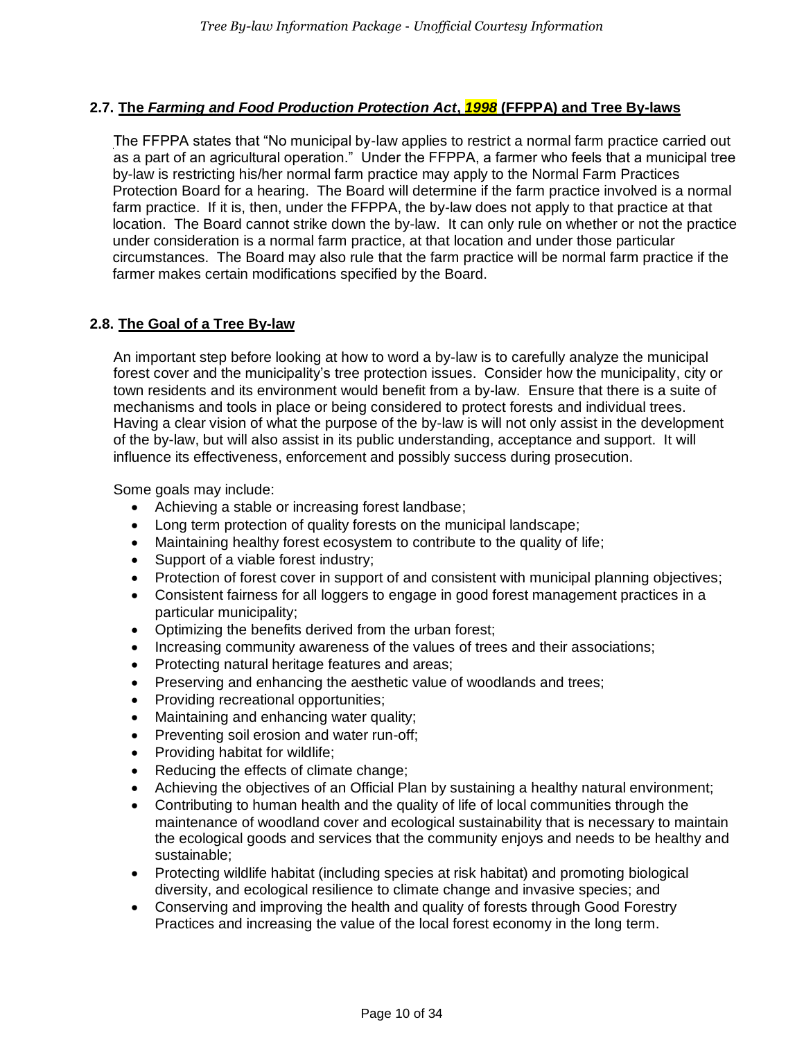## 2.7. The *Farming and Food Production Protection Act*, *1998* (FFPPA) and Tree By-laws

The FFPPA states that "No municipal by-law applies to restrict a normal farm practice carried out as a part of an agricultural operation." Under the FFPPA, a farmer who feels that a municipal tree by-law is restricting his/her normal farm practice may apply to the Normal Farm Practices Protection Board for a hearing. The Board will determine if the farm practice involved is a normal farm practice. If it is, then, under the FFPPA, the by-law does not apply to that practice at that location. The Board cannot strike down the by-law. It can only rule on whether or not the practice under consideration is a normal farm practice, at that location and under those particular circumstances. The Board may also rule that the farm practice will be normal farm practice if the farmer makes certain modifications specified by the Board.

## 2.8. The Goal of a Tree By-law

An important step before looking at how to word a by-law is to carefully analyze the municipal forest cover and the municipality's tree protection issues. Consider how the municipality, city or town residents and its environment would benefit from a by-law. Ensure that there is a suite of mechanisms and tools in place or being considered to protect forests and individual trees. Having a clear vision of what the purpose of the by-law is will not only assist in the development of the by-law, but will also assist in its public understanding, acceptance and support. It will influence its effectiveness, enforcement and possibly success during prosecution.

Some goals may include:

- Achieving a stable or increasing forest landbase;
- Long term protection of quality forests on the municipal landscape;
- Maintaining healthy forest ecosystem to contribute to the quality of life;
- Support of a viable forest industry;
- Protection of forest cover in support of and consistent with municipal planning objectives;
- Consistent fairness for all loggers to engage in good forest management practices in a particular municipality;
- Optimizing the benefits derived from the urban forest;
- Increasing community awareness of the values of trees and their associations;
- Protecting natural heritage features and areas;
- Preserving and enhancing the aesthetic value of woodlands and trees;
- Providing recreational opportunities;
- Maintaining and enhancing water quality;
- Preventing soil erosion and water run-off;
- Providing habitat for wildlife;
- Reducing the effects of climate change;
- Achieving the objectives of an Official Plan by sustaining a healthy natural environment;
- Contributing to human health and the quality of life of local communities through the maintenance of woodland cover and ecological sustainability that is necessary to maintain the ecological goods and services that the community enjoys and needs to be healthy and sustainable;
- Protecting wildlife habitat (including species at risk habitat) and promoting biological diversity, and ecological resilience to climate change and invasive species; and
- Conserving and improving the health and quality of forests through Good Forestry Practices and increasing the value of the local forest economy in the long term.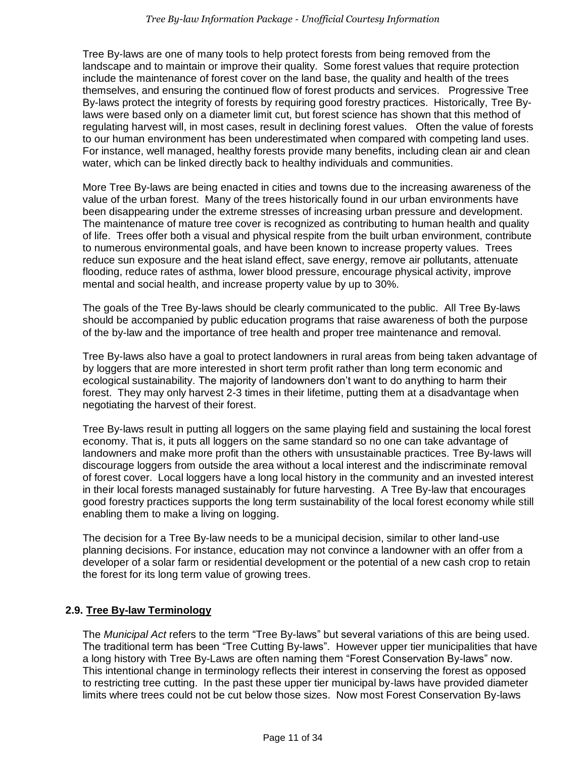Tree By-laws are one of many tools to help protect forests from being removed from the landscape and to maintain or improve their quality. Some forest values that require protection include the maintenance of forest cover on the land base, the quality and health of the trees themselves, and ensuring the continued flow of forest products and services. Progressive Tree By-laws protect the integrity of forests by requiring good forestry practices. Historically, Tree By-laws were based only on a diameter limit cut, but forest science has shown that this method of regulating harvest will, in most cases, result in declining forest values. Often the value of forests to our human environment has been underestimated when compared with competing land uses. For instance, well managed, healthy forests provide many benefits, including clean air and clean water, which can be linked directly back to healthy individuals and communities.

More Tree By-laws are being enacted in cities and towns due to the increasing awareness of the value of the urban forest. Many of the trees historically found in our urban environments have been disappearing under the extreme stresses of increasing urban pressure and development. The maintenance of mature tree cover is recognized as contributing to human health and quality of life. Trees offer both a visual and physical respite from the built urban environment, contribute to numerous environmental goals, and have been known to increase property values. Trees reduce sun exposure and the heat island effect, save energy, remove air pollutants, attenuate flooding, reduce rates of asthma, lower blood pressure, encourage physical activity, improve mental and social health, and increase property value by up to 30%.

The goals of the Tree By-laws should be clearly communicated to the public. All Tree By-laws should be accompanied by public education programs that raise awareness of both the purpose of the by-law and the importance of tree health and proper tree maintenance and removal.

Tree By-laws also have a goal to protect landowners in rural areas from being taken advantage of by loggers that are more interested in short term profit rather than long term economic and ecological sustainability. The majority of landowners don't want to do anything to harm their forest. They may only harvest 2-3 times in their lifetime, putting them at a disadvantage when negotiating the harvest of their forest.

Tree By-laws result in putting all loggers on the same playing field and sustaining the local forest economy. That is, it puts all loggers on the same standard so no one can take advantage of landowners and make more profit than the others with unsustainable practices. Tree By-laws will discourage loggers from outside the area without a local interest and the indiscriminate removal of forest cover. Local loggers have a long local history in the community and an invested interest in their local forests managed sustainably for future harvesting. A Tree By-law that encourages good forestry practices supports the long term sustainability of the local forest economy while still enabling them to make a living on logging.

The decision for a Tree By-law needs to be a municipal decision, similar to other land-use planning decisions. For instance, education may not convince a landowner with an offer from a developer of a solar farm or residential development or the potential of a new cash crop to retain the forest for its long term value of growing trees.

### 2.9. Tree By-law Terminology

The *Municipal Act* refers to the term "Tree By-laws" but several variations of this are being used. The traditional term has been "Tree Cutting By-laws". However upper tier municipalities that have a long history with Tree By-Laws are often naming them "Forest Conservation By-laws" now. This intentional change in terminology reflects their interest in conserving the forest as opposed to restricting tree cutting. In the past these upper tier municipal by-laws have provided diameter limits where trees could not be cut below those sizes. Now most Forest Conservation By-laws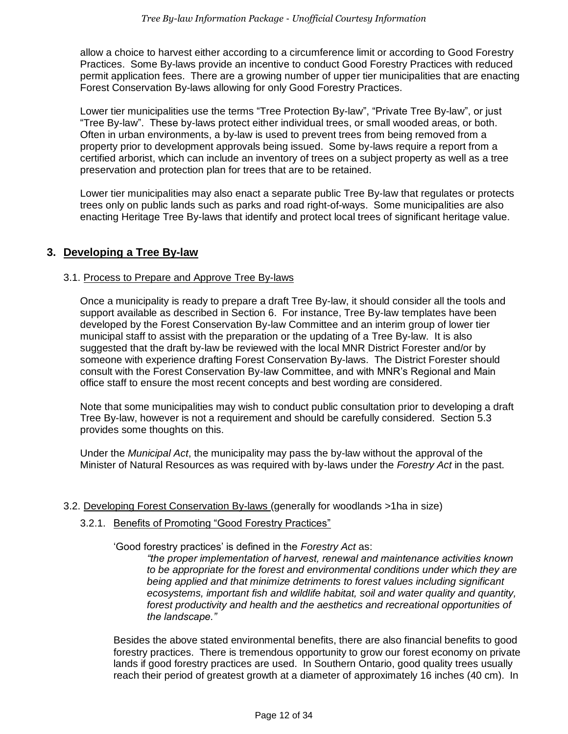allow a choice to harvest either according to a circumference limit or according to Good Forestry Practices. Some By-laws provide an incentive to conduct Good Forestry Practices with reduced permit application fees. There are a growing number of upper tier municipalities that are enacting Forest Conservation By-laws allowing for only Good Forestry Practices.

Lower tier municipalities use the terms "Tree Protection By-law", "Private Tree By-law", or just "Tree By-law". These by-laws protect either individual trees, or small wooded areas, or both. Often in urban environments, a by-law is used to prevent trees from being removed from a property prior to development approvals being issued. Some by-laws require a report from a certified arborist, which can include an inventory of trees on a subject property as well as a tree preservation and protection plan for trees that are to be retained.

Lower tier municipalities may also enact a separate public Tree By-law that regulates or protects trees only on public lands such as parks and road right-of-ways. Some municipalities are also enacting Heritage Tree By-laws that identify and protect local trees of significant heritage value.

## 3. Developing a Tree By-law

### 3.1. Process to Prepare and Approve Tree By-laws

Once a municipality is ready to prepare a draft Tree By-law, it should consider all the tools and support available as described in Section 6. For instance, Tree By-law templates have been developed by the Forest Conservation By-law Committee and an interim group of lower tier municipal staff to assist with the preparation or the updating of a Tree By-law. It is also suggested that the draft by-law be reviewed with the local MNR District Forester and/or by someone with experience drafting Forest Conservation By-laws. The District Forester should consult with the Forest Conservation By-law Committee, and with MNR's Regional and Main office staff to ensure the most recent concepts and best wording are considered.

Note that some municipalities may wish to conduct public consultation prior to developing a draft Tree By-law, however is not a requirement and should be carefully considered. Section 5.3 provides some thoughts on this.

Under the *Municipal Act*, the municipality may pass the by-law without the approval of the Minister of Natural Resources as was required with by-laws under the *Forestry Act* in the past.

### 3.2. Developing Forest Conservation By-laws (generally for woodlands >1ha in size)

#### 3.2.1. Benefits of Promoting "Good Forestry Practices"

'Good forestry practices' is defined in the *Forestry Act* as:

> *"the proper implementation of harvest, renewal and maintenance activities known to be appropriate for the forest and environmental conditions under which they are being applied and that minimize detriments to forest values including significant ecosystems, important fish and wildlife habitat, soil and water quality and quantity, forest productivity and health and the aesthetics and recreational opportunities of the landscape."*

Besides the above stated environmental benefits, there are also financial benefits to good forestry practices. There is tremendous opportunity to grow our forest economy on private lands if good forestry practices are used. In Southern Ontario, good quality trees usually reach their period of greatest growth at a diameter of approximately 16 inches (40 cm). In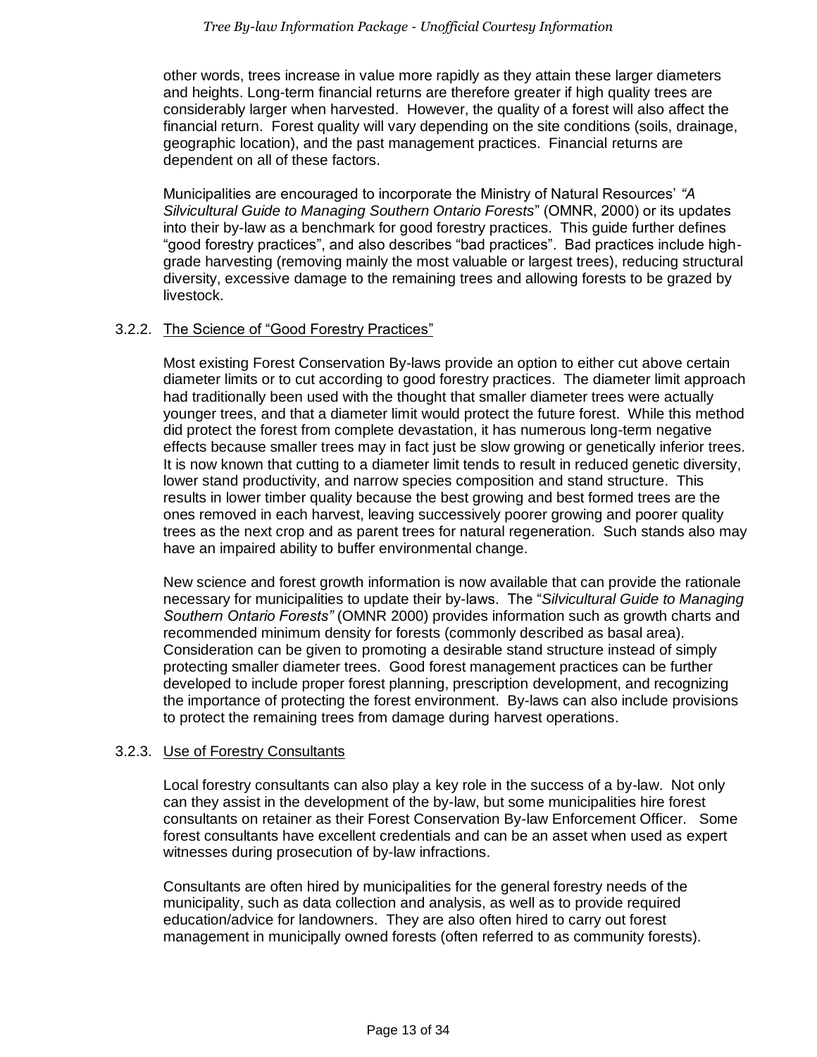other words, trees increase in value more rapidly as they attain these larger diameters and heights. Long-term financial returns are therefore greater if high quality trees are considerably larger when harvested. However, the quality of a forest will also affect the financial return. Forest quality will vary depending on the site conditions (soils, drainage, geographic location), and the past management practices. Financial returns are dependent on all of these factors.

Municipalities are encouraged to incorporate the Ministry of Natural Resources' *"A Silvicultural Guide to Managing Southern Ontario Forests*" (OMNR, 2000) or its updates into their by-law as a benchmark for good forestry practices. This guide further defines "good forestry practices", and also describes "bad practices". Bad practices include high-grade harvesting (removing mainly the most valuable or largest trees), reducing structural diversity, excessive damage to the remaining trees and allowing forests to be grazed by livestock.

### 3.2.2. The Science of "Good Forestry Practices"

Most existing Forest Conservation By-laws provide an option to either cut above certain diameter limits or to cut according to good forestry practices. The diameter limit approach had traditionally been used with the thought that smaller diameter trees were actually younger trees, and that a diameter limit would protect the future forest. While this method did protect the forest from complete devastation, it has numerous long-term negative effects because smaller trees may in fact just be slow growing or genetically inferior trees. It is now known that cutting to a diameter limit tends to result in reduced genetic diversity, lower stand productivity, and narrow species composition and stand structure. This results in lower timber quality because the best growing and best formed trees are the ones removed in each harvest, leaving successively poorer growing and poorer quality trees as the next crop and as parent trees for natural regeneration. Such stands also may have an impaired ability to buffer environmental change.

New science and forest growth information is now available that can provide the rationale necessary for municipalities to update their by-laws. The "*Silvicultural Guide to Managing Southern Ontario Forests"* (OMNR 2000) provides information such as growth charts and recommended minimum density for forests (commonly described as basal area). Consideration can be given to promoting a desirable stand structure instead of simply protecting smaller diameter trees. Good forest management practices can be further developed to include proper forest planning, prescription development, and recognizing the importance of protecting the forest environment. By-laws can also include provisions to protect the remaining trees from damage during harvest operations.

### 3.2.3. Use of Forestry Consultants

Local forestry consultants can also play a key role in the success of a by-law. Not only can they assist in the development of the by-law, but some municipalities hire forest consultants on retainer as their Forest Conservation By-law Enforcement Officer. Some forest consultants have excellent credentials and can be an asset when used as expert witnesses during prosecution of by-law infractions.

Consultants are often hired by municipalities for the general forestry needs of the municipality, such as data collection and analysis, as well as to provide required education/advice for landowners. They are also often hired to carry out forest management in municipally owned forests (often referred to as community forests).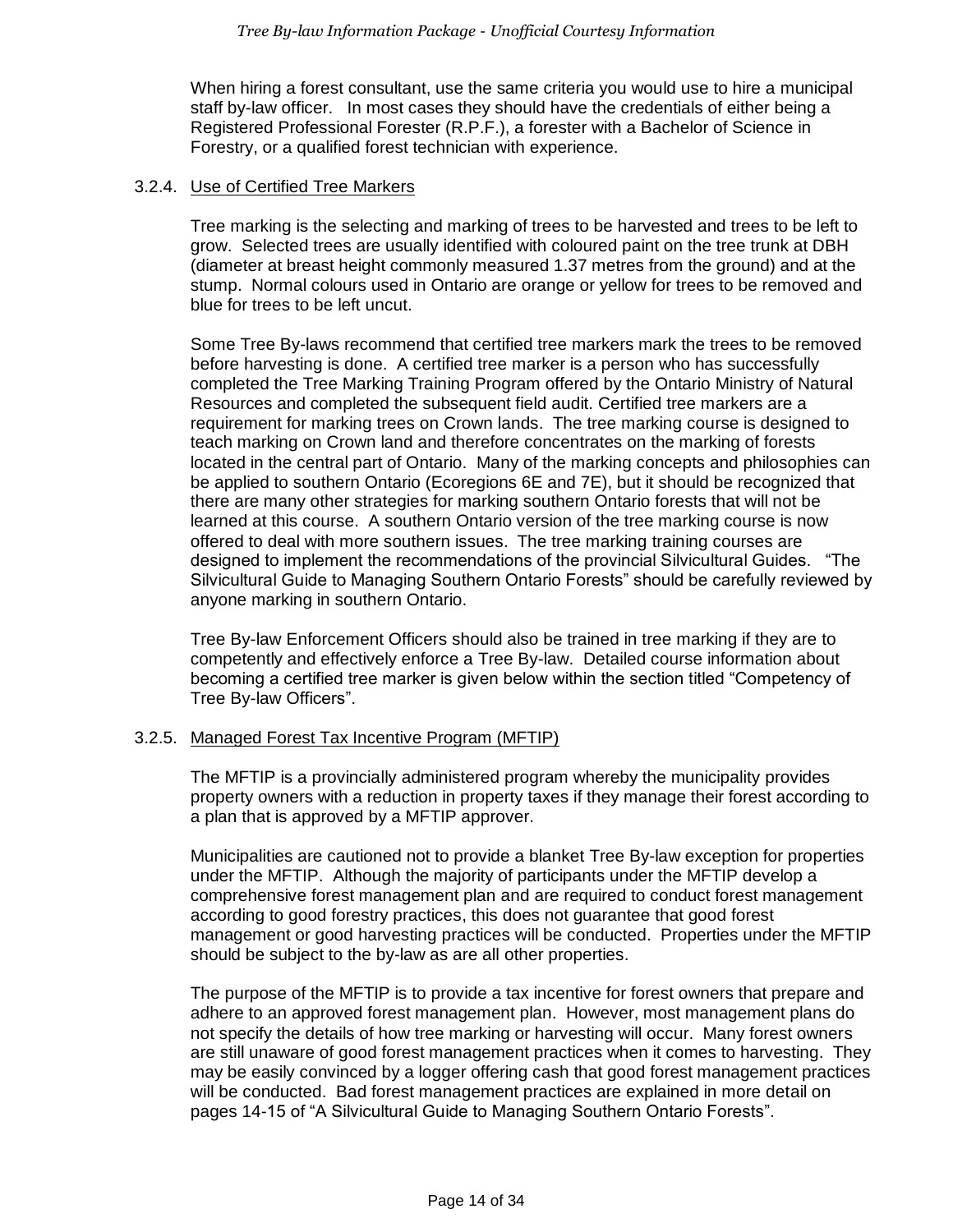When hiring a forest consultant, use the same criteria you would use to hire a municipal staff by-law officer. In most cases they should have the credentials of either being a Registered Professional Forester (R.P.F.), a forester with a Bachelor of Science in Forestry, or a qualified forest technician with experience.

### 3.2.4. Use of Certified Tree Markers

Tree marking is the selecting and marking of trees to be harvested and trees to be left to grow. Selected trees are usually identified with coloured paint on the tree trunk at DBH (diameter at breast height commonly measured 1.37 metres from the ground) and at the stump. Normal colours used in Ontario are orange or yellow for trees to be removed and blue for trees to be left uncut.

Some Tree By-laws recommend that certified tree markers mark the trees to be removed before harvesting is done. A certified tree marker is a person who has successfully completed the Tree Marking Training Program offered by the Ontario Ministry of Natural Resources and completed the subsequent field audit. Certified tree markers are a requirement for marking trees on Crown lands. The tree marking course is designed to teach marking on Crown land and therefore concentrates on the marking of forests located in the central part of Ontario. Many of the marking concepts and philosophies can be applied to southern Ontario (Ecoregions 6E and 7E), but it should be recognized that there are many other strategies for marking southern Ontario forests that will not be learned at this course. A southern Ontario version of the tree marking course is now offered to deal with more southern issues. The tree marking training courses are designed to implement the recommendations of the provincial Silvicultural Guides. "The Silvicultural Guide to Managing Southern Ontario Forests" should be carefully reviewed by anyone marking in southern Ontario.

Tree By-law Enforcement Officers should also be trained in tree marking if they are to competently and effectively enforce a Tree By-law. Detailed course information about becoming a certified tree marker is given below within the section titled "Competency of Tree By-law Officers".

### 3.2.5. Managed Forest Tax Incentive Program (MFTIP)

The MFTIP is a provincially administered program whereby the municipality provides property owners with a reduction in property taxes if they manage their forest according to a plan that is approved by a MFTIP approver.

Municipalities are cautioned not to provide a blanket Tree By-law exception for properties under the MFTIP. Although the majority of participants under the MFTIP develop a comprehensive forest management plan and are required to conduct forest management according to good forestry practices, this does not guarantee that good forest management or good harvesting practices will be conducted. Properties under the MFTIP should be subject to the by-law as are all other properties.

The purpose of the MFTIP is to provide a tax incentive for forest owners that prepare and adhere to an approved forest management plan. However, most management plans do not specify the details of how tree marking or harvesting will occur. Many forest owners are still unaware of good forest management practices when it comes to harvesting. They may be easily convinced by a logger offering cash that good forest management practices will be conducted. Bad forest management practices are explained in more detail on pages 14-15 of "A Silvicultural Guide to Managing Southern Ontario Forests".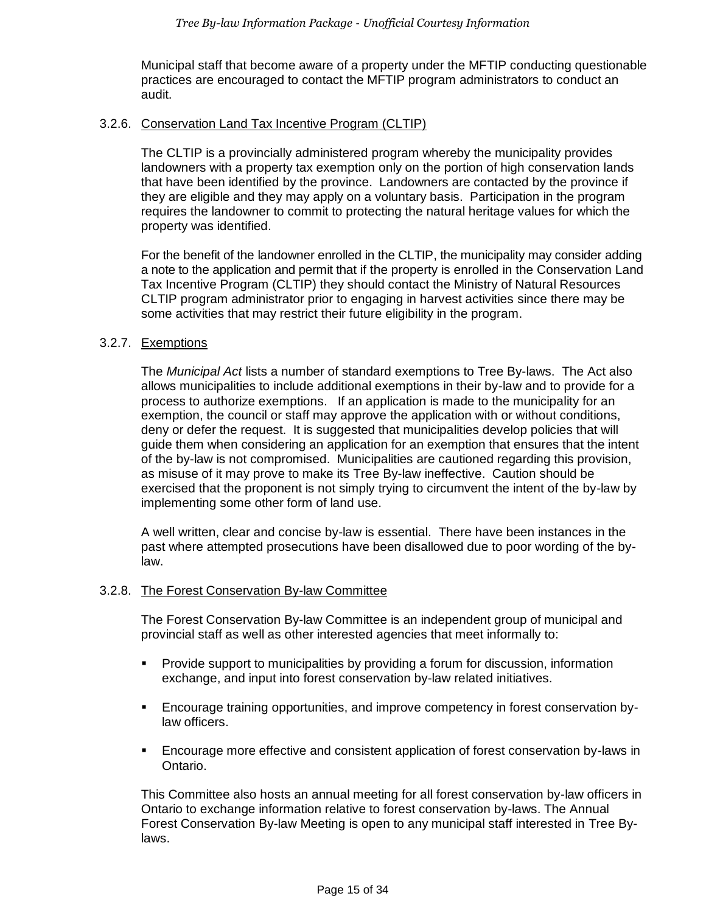Municipal staff that become aware of a property under the MFTIP conducting questionable practices are encouraged to contact the MFTIP program administrators to conduct an audit.

### 3.2.6. Conservation Land Tax Incentive Program (CLTIP)

The CLTIP is a provincially administered program whereby the municipality provides landowners with a property tax exemption only on the portion of high conservation lands that have been identified by the province. Landowners are contacted by the province if they are eligible and they may apply on a voluntary basis. Participation in the program requires the landowner to commit to protecting the natural heritage values for which the property was identified.

For the benefit of the landowner enrolled in the CLTIP, the municipality may consider adding a note to the application and permit that if the property is enrolled in the Conservation Land Tax Incentive Program (CLTIP) they should contact the Ministry of Natural Resources CLTIP program administrator prior to engaging in harvest activities since there may be some activities that may restrict their future eligibility in the program.

### 3.2.7. Exemptions

The *Municipal Act* lists a number of standard exemptions to Tree By-laws. The Act also allows municipalities to include additional exemptions in their by-law and to provide for a process to authorize exemptions. If an application is made to the municipality for an exemption, the council or staff may approve the application with or without conditions, deny or defer the request. It is suggested that municipalities develop policies that will guide them when considering an application for an exemption that ensures that the intent of the by-law is not compromised. Municipalities are cautioned regarding this provision, as misuse of it may prove to make its Tree By-law ineffective. Caution should be exercised that the proponent is not simply trying to circumvent the intent of the by-law by implementing some other form of land use.

A well written, clear and concise by-law is essential. There have been instances in the past where attempted prosecutions have been disallowed due to poor wording of the by-law.

### 3.2.8. The Forest Conservation By-law Committee

The Forest Conservation By-law Committee is an independent group of municipal and provincial staff as well as other interested agencies that meet informally to:

- Provide support to municipalities by providing a forum for discussion, information exchange, and input into forest conservation by-law related initiatives.
- Encourage training opportunities, and improve competency in forest conservation by-law officers.
- Encourage more effective and consistent application of forest conservation by-laws in Ontario.

This Committee also hosts an annual meeting for all forest conservation by-law officers in Ontario to exchange information relative to forest conservation by-laws. The Annual Forest Conservation By-law Meeting is open to any municipal staff interested in Tree By-laws.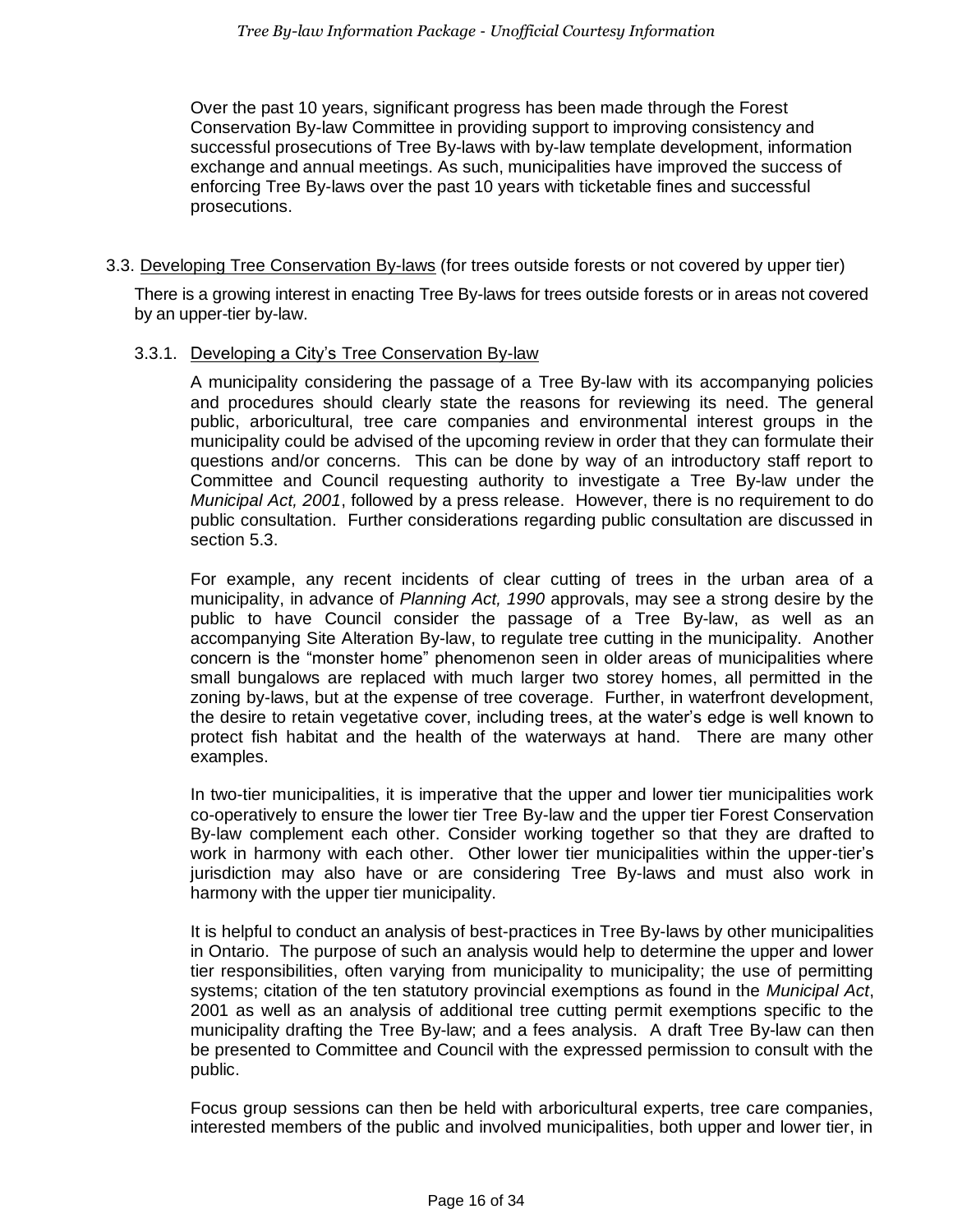Over the past 10 years, significant progress has been made through the Forest Conservation By-law Committee in providing support to improving consistency and successful prosecutions of Tree By-laws with by-law template development, information exchange and annual meetings. As such, municipalities have improved the success of enforcing Tree By-laws over the past 10 years with ticketable fines and successful prosecutions.

## 3.3. Developing Tree Conservation By-laws (for trees outside forests or not covered by upper tier)

There is a growing interest in enacting Tree By-laws for trees outside forests or in areas not covered by an upper-tier by-law.

### 3.3.1. Developing a City's Tree Conservation By-law

A municipality considering the passage of a Tree By-law with its accompanying policies and procedures should clearly state the reasons for reviewing its need. The general public, arboricultural, tree care companies and environmental interest groups in the municipality could be advised of the upcoming review in order that they can formulate their questions and/or concerns. This can be done by way of an introductory staff report to Committee and Council requesting authority to investigate a Tree By-law under the *Municipal Act, 2001*, followed by a press release. However, there is no requirement to do public consultation. Further considerations regarding public consultation are discussed in section 5.3.

For example, any recent incidents of clear cutting of trees in the urban area of a municipality, in advance of *Planning Act, 1990* approvals, may see a strong desire by the public to have Council consider the passage of a Tree By-law, as well as an accompanying Site Alteration By-law, to regulate tree cutting in the municipality. Another concern is the "monster home" phenomenon seen in older areas of municipalities where small bungalows are replaced with much larger two storey homes, all permitted in the zoning by-laws, but at the expense of tree coverage. Further, in waterfront development, the desire to retain vegetative cover, including trees, at the water's edge is well known to protect fish habitat and the health of the waterways at hand. There are many other examples.

In two-tier municipalities, it is imperative that the upper and lower tier municipalities work co-operatively to ensure the lower tier Tree By-law and the upper tier Forest Conservation By-law complement each other. Consider working together so that they are drafted to work in harmony with each other. Other lower tier municipalities within the upper-tier's jurisdiction may also have or are considering Tree By-laws and must also work in harmony with the upper tier municipality.

It is helpful to conduct an analysis of best-practices in Tree By-laws by other municipalities in Ontario. The purpose of such an analysis would help to determine the upper and lower tier responsibilities, often varying from municipality to municipality; the use of permitting systems; citation of the ten statutory provincial exemptions as found in the *Municipal Act*, 2001 as well as an analysis of additional tree cutting permit exemptions specific to the municipality drafting the Tree By-law; and a fees analysis. A draft Tree By-law can then be presented to Committee and Council with the expressed permission to consult with the public.

Focus group sessions can then be held with arboricultural experts, tree care companies, interested members of the public and involved municipalities, both upper and lower tier, in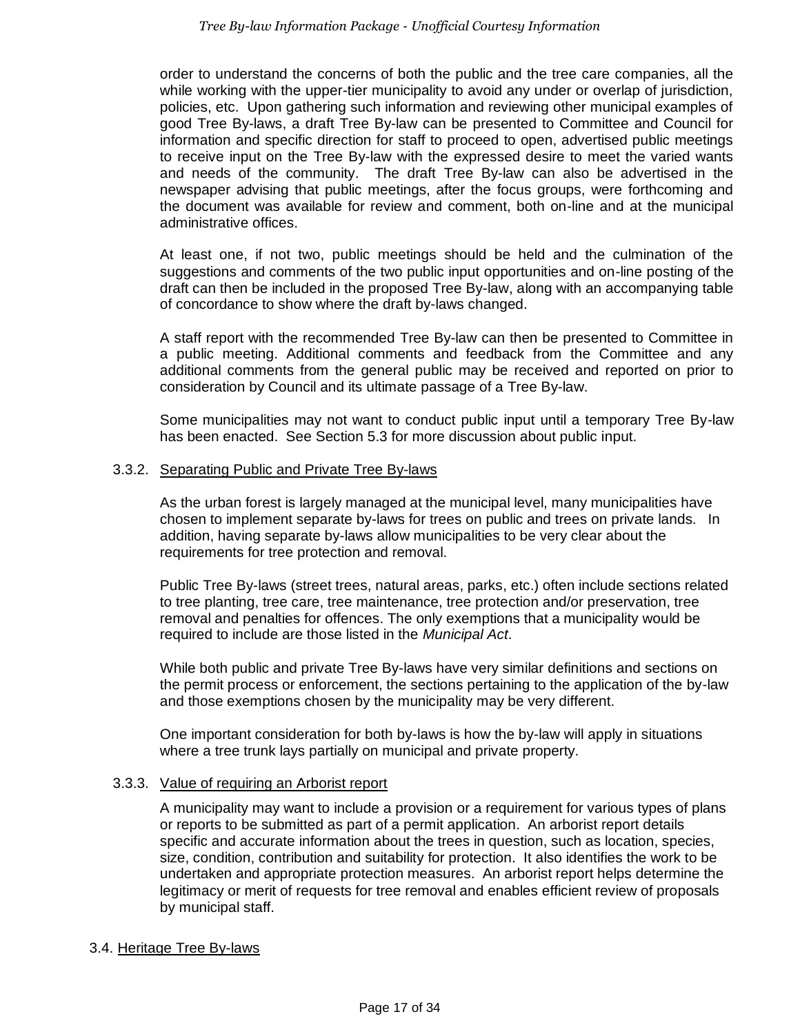order to understand the concerns of both the public and the tree care companies, all the while working with the upper-tier municipality to avoid any under or overlap of jurisdiction, policies, etc. Upon gathering such information and reviewing other municipal examples of good Tree By-laws, a draft Tree By-law can be presented to Committee and Council for information and specific direction for staff to proceed to open, advertised public meetings to receive input on the Tree By-law with the expressed desire to meet the varied wants and needs of the community. The draft Tree By-law can also be advertised in the newspaper advising that public meetings, after the focus groups, were forthcoming and the document was available for review and comment, both on-line and at the municipal administrative offices.

At least one, if not two, public meetings should be held and the culmination of the suggestions and comments of the two public input opportunities and on-line posting of the draft can then be included in the proposed Tree By-law, along with an accompanying table of concordance to show where the draft by-laws changed.

A staff report with the recommended Tree By-law can then be presented to Committee in a public meeting. Additional comments and feedback from the Committee and any additional comments from the general public may be received and reported on prior to consideration by Council and its ultimate passage of a Tree By-law.

Some municipalities may not want to conduct public input until a temporary Tree By-law has been enacted. See Section 5.3 for more discussion about public input.

### 3.3.2. Separating Public and Private Tree By-laws

As the urban forest is largely managed at the municipal level, many municipalities have chosen to implement separate by-laws for trees on public and trees on private lands. In addition, having separate by-laws allow municipalities to be very clear about the requirements for tree protection and removal.

Public Tree By-laws (street trees, natural areas, parks, etc.) often include sections related to tree planting, tree care, tree maintenance, tree protection and/or preservation, tree removal and penalties for offences. The only exemptions that a municipality would be required to include are those listed in the *Municipal Act*.

While both public and private Tree By-laws have very similar definitions and sections on the permit process or enforcement, the sections pertaining to the application of the by-law and those exemptions chosen by the municipality may be very different.

One important consideration for both by-laws is how the by-law will apply in situations where a tree trunk lays partially on municipal and private property.

### 3.3.3. Value of requiring an Arborist report

A municipality may want to include a provision or a requirement for various types of plans or reports to be submitted as part of a permit application. An arborist report details specific and accurate information about the trees in question, such as location, species, size, condition, contribution and suitability for protection. It also identifies the work to be undertaken and appropriate protection measures. An arborist report helps determine the legitimacy or merit of requests for tree removal and enables efficient review of proposals by municipal staff.

## 3.4. Heritage Tree By-laws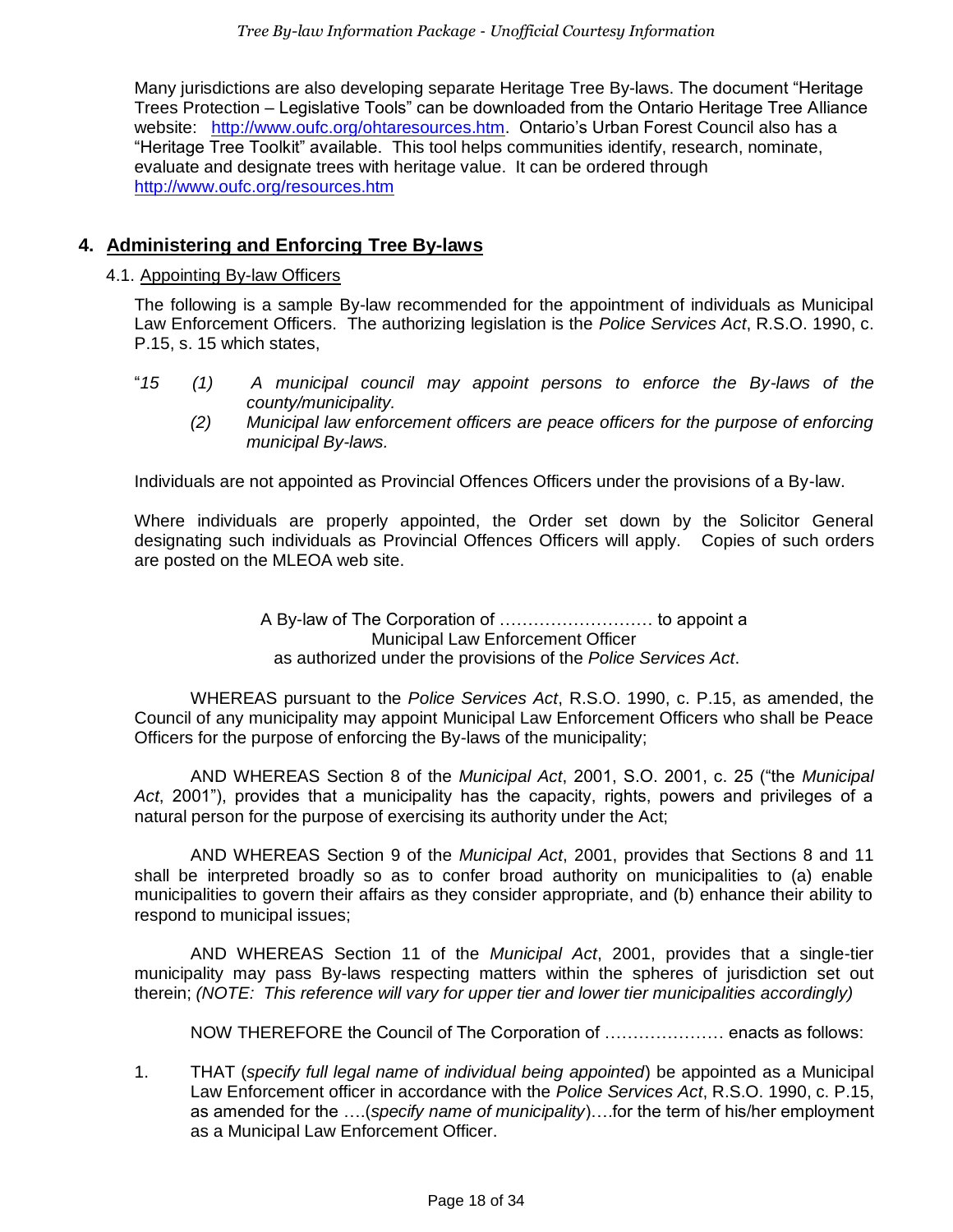Many jurisdictions are also developing separate Heritage Tree By-laws. The document "Heritage Trees Protection – Legislative Tools" can be downloaded from the Ontario Heritage Tree Alliance website: [http://www.oufc.org/ohtaresources.htm](http://www.oufc.org/ohtaresources.htm). Ontario's Urban Forest Council also has a "Heritage Tree Toolkit" available. This tool helps communities identify, research, nominate, evaluate and designate trees with heritage value. It can be ordered through [http://www.oufc.org/resources.htm](http://www.oufc.org/resources.htm)

## 4. Administering and Enforcing Tree By-laws

### 4.1. Appointing By-law Officers

The following is a sample By-law recommended for the appointment of individuals as Municipal Law Enforcement Officers. The authorizing legislation is the *Police Services Act*, R.S.O. 1990, c. P.15, s. 15 which states,

"*15 (1) A municipal council may appoint persons to enforce the By-laws of the county/municipality.*

*(2) Municipal law enforcement officers are peace officers for the purpose of enforcing municipal By-laws.*

Individuals are not appointed as Provincial Offences Officers under the provisions of a By-law.

Where individuals are properly appointed, the Order set down by the Solicitor General designating such individuals as Provincial Offences Officers will apply. Copies of such orders are posted on the MLEOA web site.

A By-law of The Corporation of ……………………… to appoint a
Municipal Law Enforcement Officer
as authorized under the provisions of the *Police Services Act*.

WHEREAS pursuant to the *Police Services Act*, R.S.O. 1990, c. P.15, as amended, the Council of any municipality may appoint Municipal Law Enforcement Officers who shall be Peace Officers for the purpose of enforcing the By-laws of the municipality;

AND WHEREAS Section 8 of the *Municipal Act*, 2001, S.O. 2001, c. 25 ("the *Municipal Act*, 2001"), provides that a municipality has the capacity, rights, powers and privileges of a natural person for the purpose of exercising its authority under the Act;

AND WHEREAS Section 9 of the *Municipal Act*, 2001, provides that Sections 8 and 11 shall be interpreted broadly so as to confer broad authority on municipalities to (a) enable municipalities to govern their affairs as they consider appropriate, and (b) enhance their ability to respond to municipal issues;

AND WHEREAS Section 11 of the *Municipal Act*, 2001, provides that a single-tier municipality may pass By-laws respecting matters within the spheres of jurisdiction set out therein; *(NOTE: This reference will vary for upper tier and lower tier municipalities accordingly)*

NOW THEREFORE the Council of The Corporation of ………………… enacts as follows:

1. THAT (*specify full legal name of individual being appointed*) be appointed as a Municipal Law Enforcement officer in accordance with the *Police Services Act*, R.S.O. 1990, c. P.15, as amended for the ….(*specify name of municipality*)….for the term of his/her employment as a Municipal Law Enforcement Officer.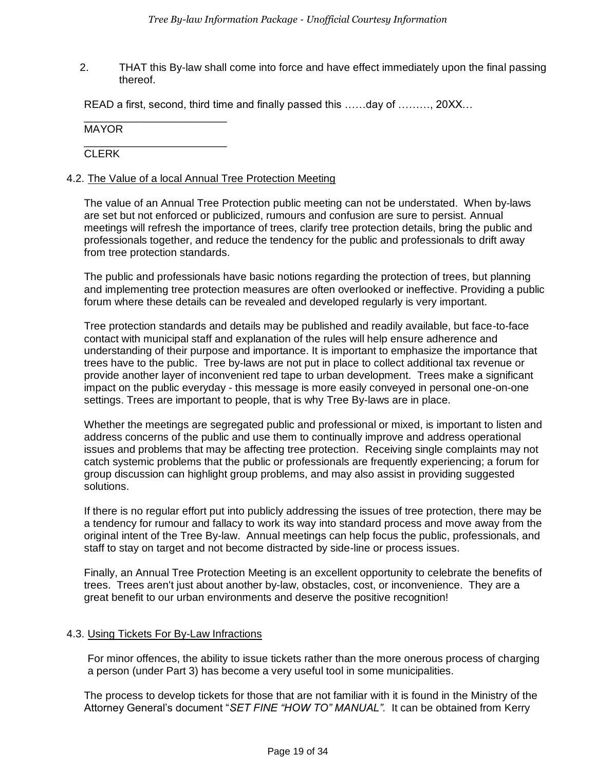2. THAT this By-law shall come into force and have effect immediately upon the final passing thereof.

READ a first, second, third time and finally passed this ……day of ………, 20XX…

________________________
MAYOR

________________________
CLERK

### 4.2. The Value of a local Annual Tree Protection Meeting

The value of an Annual Tree Protection public meeting can not be understated. When by-laws are set but not enforced or publicized, rumours and confusion are sure to persist. Annual meetings will refresh the importance of trees, clarify tree protection details, bring the public and professionals together, and reduce the tendency for the public and professionals to drift away from tree protection standards.

The public and professionals have basic notions regarding the protection of trees, but planning and implementing tree protection measures are often overlooked or ineffective. Providing a public forum where these details can be revealed and developed regularly is very important.

Tree protection standards and details may be published and readily available, but face-to-face contact with municipal staff and explanation of the rules will help ensure adherence and understanding of their purpose and importance. It is important to emphasize the importance that trees have to the public. Tree by-laws are not put in place to collect additional tax revenue or provide another layer of inconvenient red tape to urban development. Trees make a significant impact on the public everyday - this message is more easily conveyed in personal one-on-one settings. Trees are important to people, that is why Tree By-laws are in place.

Whether the meetings are segregated public and professional or mixed, is important to listen and address concerns of the public and use them to continually improve and address operational issues and problems that may be affecting tree protection. Receiving single complaints may not catch systemic problems that the public or professionals are frequently experiencing; a forum for group discussion can highlight group problems, and may also assist in providing suggested solutions.

If there is no regular effort put into publicly addressing the issues of tree protection, there may be a tendency for rumour and fallacy to work its way into standard process and move away from the original intent of the Tree By-law. Annual meetings can help focus the public, professionals, and staff to stay on target and not become distracted by side-line or process issues.

Finally, an Annual Tree Protection Meeting is an excellent opportunity to celebrate the benefits of trees. Trees aren't just about another by-law, obstacles, cost, or inconvenience. They are a great benefit to our urban environments and deserve the positive recognition!

### 4.3. Using Tickets For By-Law Infractions

For minor offences, the ability to issue tickets rather than the more onerous process of charging a person (under Part 3) has become a very useful tool in some municipalities.

The process to develop tickets for those that are not familiar with it is found in the Ministry of the Attorney General's document "*SET FINE "HOW TO" MANUAL".* It can be obtained from Kerry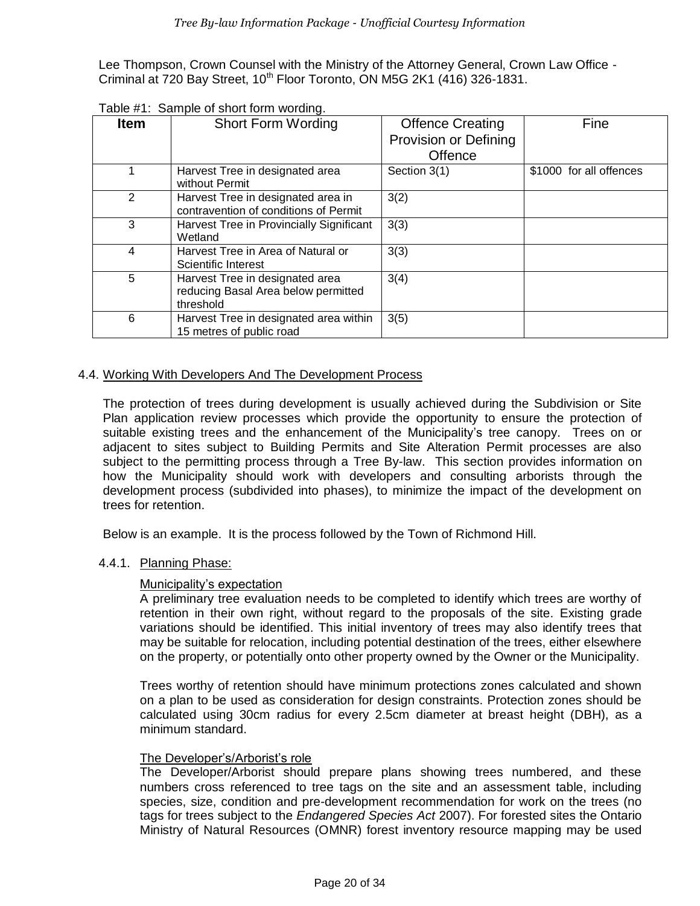Lee Thompson, Crown Counsel with the Ministry of the Attorney General, Crown Law Office - Criminal at 720 Bay Street, 10th Floor Toronto, ON M5G 2K1 (416) 326-1831.

Table #1: Sample of short form wording.

| Item | Short Form Wording | Offence Creating Provision or Defining Offence | Fine |
|---|---|---|---|
| 1 | Harvest Tree in designated area without Permit | Section 3(1) | $1000 for all offences |
| 2 | Harvest Tree in designated area in contravention of conditions of Permit | 3(2) | |
| 3 | Harvest Tree in Provincially Significant Wetland | 3(3) | |
| 4 | Harvest Tree in Area of Natural or Scientific Interest | 3(3) | |
| 5 | Harvest Tree in designated area reducing Basal Area below permitted threshold | 3(4) | |
| 6 | Harvest Tree in designated area within 15 metres of public road | 3(5) | |

## 4.4. Working With Developers And The Development Process

The protection of trees during development is usually achieved during the Subdivision or Site Plan application review processes which provide the opportunity to ensure the protection of suitable existing trees and the enhancement of the Municipality's tree canopy. Trees on or adjacent to sites subject to Building Permits and Site Alteration Permit processes are also subject to the permitting process through a Tree By-law. This section provides information on how the Municipality should work with developers and consulting arborists through the development process (subdivided into phases), to minimize the impact of the development on trees for retention.

Below is an example. It is the process followed by the Town of Richmond Hill.

### 4.4.1. Planning Phase:

Municipality's expectation

A preliminary tree evaluation needs to be completed to identify which trees are worthy of retention in their own right, without regard to the proposals of the site. Existing grade variations should be identified. This initial inventory of trees may also identify trees that may be suitable for relocation, including potential destination of the trees, either elsewhere on the property, or potentially onto other property owned by the Owner or the Municipality.

Trees worthy of retention should have minimum protections zones calculated and shown on a plan to be used as consideration for design constraints. Protection zones should be calculated using 30cm radius for every 2.5cm diameter at breast height (DBH), as a minimum standard.

The Developer's/Arborist's role

The Developer/Arborist should prepare plans showing trees numbered, and these numbers cross referenced to tree tags on the site and an assessment table, including species, size, condition and pre-development recommendation for work on the trees (no tags for trees subject to the *Endangered Species Act* 2007). For forested sites the Ontario Ministry of Natural Resources (OMNR) forest inventory resource mapping may be used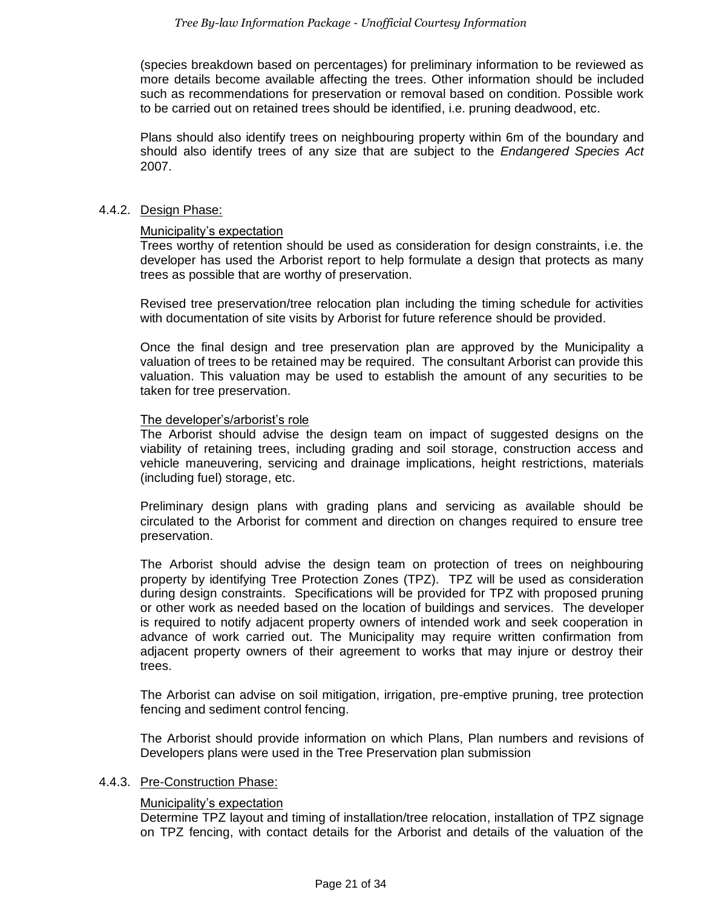(species breakdown based on percentages) for preliminary information to be reviewed as more details become available affecting the trees. Other information should be included such as recommendations for preservation or removal based on condition. Possible work to be carried out on retained trees should be identified, i.e. pruning deadwood, etc.

Plans should also identify trees on neighbouring property within 6m of the boundary and should also identify trees of any size that are subject to the *Endangered Species Act* 2007.

#### 4.4.2. Design Phase:

Municipality's expectation

Trees worthy of retention should be used as consideration for design constraints, i.e. the developer has used the Arborist report to help formulate a design that protects as many trees as possible that are worthy of preservation.

Revised tree preservation/tree relocation plan including the timing schedule for activities with documentation of site visits by Arborist for future reference should be provided.

Once the final design and tree preservation plan are approved by the Municipality a valuation of trees to be retained may be required. The consultant Arborist can provide this valuation. This valuation may be used to establish the amount of any securities to be taken for tree preservation.

The developer's/arborist's role

The Arborist should advise the design team on impact of suggested designs on the viability of retaining trees, including grading and soil storage, construction access and vehicle maneuvering, servicing and drainage implications, height restrictions, materials (including fuel) storage, etc.

Preliminary design plans with grading plans and servicing as available should be circulated to the Arborist for comment and direction on changes required to ensure tree preservation.

The Arborist should advise the design team on protection of trees on neighbouring property by identifying Tree Protection Zones (TPZ). TPZ will be used as consideration during design constraints. Specifications will be provided for TPZ with proposed pruning or other work as needed based on the location of buildings and services. The developer is required to notify adjacent property owners of intended work and seek cooperation in advance of work carried out. The Municipality may require written confirmation from adjacent property owners of their agreement to works that may injure or destroy their trees.

The Arborist can advise on soil mitigation, irrigation, pre-emptive pruning, tree protection fencing and sediment control fencing.

The Arborist should provide information on which Plans, Plan numbers and revisions of Developers plans were used in the Tree Preservation plan submission

#### 4.4.3. Pre-Construction Phase:

Municipality's expectation

Determine TPZ layout and timing of installation/tree relocation, installation of TPZ signage on TPZ fencing, with contact details for the Arborist and details of the valuation of the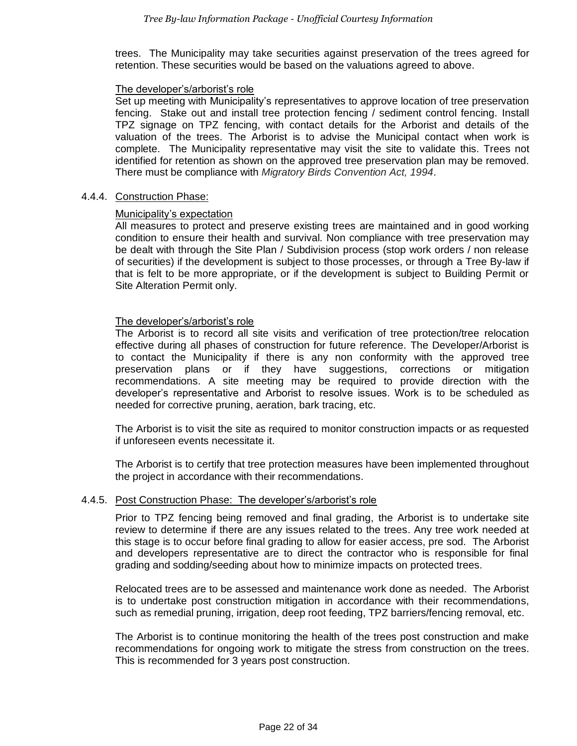trees. The Municipality may take securities against preservation of the trees agreed for retention. These securities would be based on the valuations agreed to above.

The developer's/arborist's role

Set up meeting with Municipality's representatives to approve location of tree preservation fencing. Stake out and install tree protection fencing / sediment control fencing. Install TPZ signage on TPZ fencing, with contact details for the Arborist and details of the valuation of the trees. The Arborist is to advise the Municipal contact when work is complete. The Municipality representative may visit the site to validate this. Trees not identified for retention as shown on the approved tree preservation plan may be removed. There must be compliance with *Migratory Birds Convention Act, 1994*.

4.4.4. Construction Phase:

Municipality's expectation

All measures to protect and preserve existing trees are maintained and in good working condition to ensure their health and survival. Non compliance with tree preservation may be dealt with through the Site Plan / Subdivision process (stop work orders / non release of securities) if the development is subject to those processes, or through a Tree By-law if that is felt to be more appropriate, or if the development is subject to Building Permit or Site Alteration Permit only.

The developer's/arborist's role

The Arborist is to record all site visits and verification of tree protection/tree relocation effective during all phases of construction for future reference. The Developer/Arborist is to contact the Municipality if there is any non conformity with the approved tree preservation plans or if they have suggestions, corrections or mitigation recommendations. A site meeting may be required to provide direction with the developer's representative and Arborist to resolve issues. Work is to be scheduled as needed for corrective pruning, aeration, bark tracing, etc.

The Arborist is to visit the site as required to monitor construction impacts or as requested if unforeseen events necessitate it.

The Arborist is to certify that tree protection measures have been implemented throughout the project in accordance with their recommendations.

4.4.5. Post Construction Phase: The developer's/arborist's role

Prior to TPZ fencing being removed and final grading, the Arborist is to undertake site review to determine if there are any issues related to the trees. Any tree work needed at this stage is to occur before final grading to allow for easier access, pre sod. The Arborist and developers representative are to direct the contractor who is responsible for final grading and sodding/seeding about how to minimize impacts on protected trees.

Relocated trees are to be assessed and maintenance work done as needed. The Arborist is to undertake post construction mitigation in accordance with their recommendations, such as remedial pruning, irrigation, deep root feeding, TPZ barriers/fencing removal, etc.

The Arborist is to continue monitoring the health of the trees post construction and make recommendations for ongoing work to mitigate the stress from construction on the trees. This is recommended for 3 years post construction.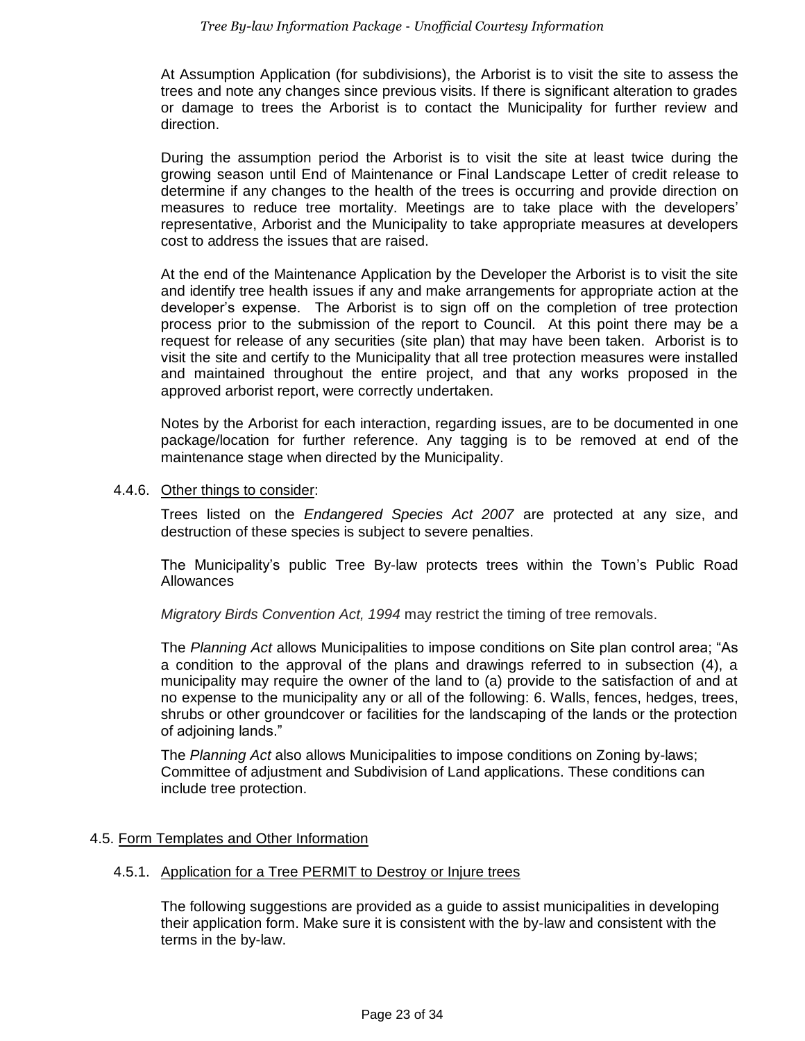At Assumption Application (for subdivisions), the Arborist is to visit the site to assess the trees and note any changes since previous visits. If there is significant alteration to grades or damage to trees the Arborist is to contact the Municipality for further review and direction.

During the assumption period the Arborist is to visit the site at least twice during the growing season until End of Maintenance or Final Landscape Letter of credit release to determine if any changes to the health of the trees is occurring and provide direction on measures to reduce tree mortality. Meetings are to take place with the developers' representative, Arborist and the Municipality to take appropriate measures at developers cost to address the issues that are raised.

At the end of the Maintenance Application by the Developer the Arborist is to visit the site and identify tree health issues if any and make arrangements for appropriate action at the developer's expense. The Arborist is to sign off on the completion of tree protection process prior to the submission of the report to Council. At this point there may be a request for release of any securities (site plan) that may have been taken. Arborist is to visit the site and certify to the Municipality that all tree protection measures were installed and maintained throughout the entire project, and that any works proposed in the approved arborist report, were correctly undertaken.

Notes by the Arborist for each interaction, regarding issues, are to be documented in one package/location for further reference. Any tagging is to be removed at end of the maintenance stage when directed by the Municipality.

#### 4.4.6. Other things to consider:

Trees listed on the *Endangered Species Act 2007* are protected at any size, and destruction of these species is subject to severe penalties.

The Municipality's public Tree By-law protects trees within the Town's Public Road Allowances

*Migratory Birds Convention Act, 1994* may restrict the timing of tree removals.

The *Planning Act* allows Municipalities to impose conditions on Site plan control area; "As a condition to the approval of the plans and drawings referred to in subsection (4), a municipality may require the owner of the land to (a) provide to the satisfaction of and at no expense to the municipality any or all of the following: 6. Walls, fences, hedges, trees, shrubs or other groundcover or facilities for the landscaping of the lands or the protection of adjoining lands."

The *Planning Act* also allows Municipalities to impose conditions on Zoning by-laws; Committee of adjustment and Subdivision of Land applications. These conditions can include tree protection.

### 4.5. Form Templates and Other Information

#### 4.5.1. Application for a Tree PERMIT to Destroy or Injure trees

The following suggestions are provided as a guide to assist municipalities in developing their application form. Make sure it is consistent with the by-law and consistent with the terms in the by-law.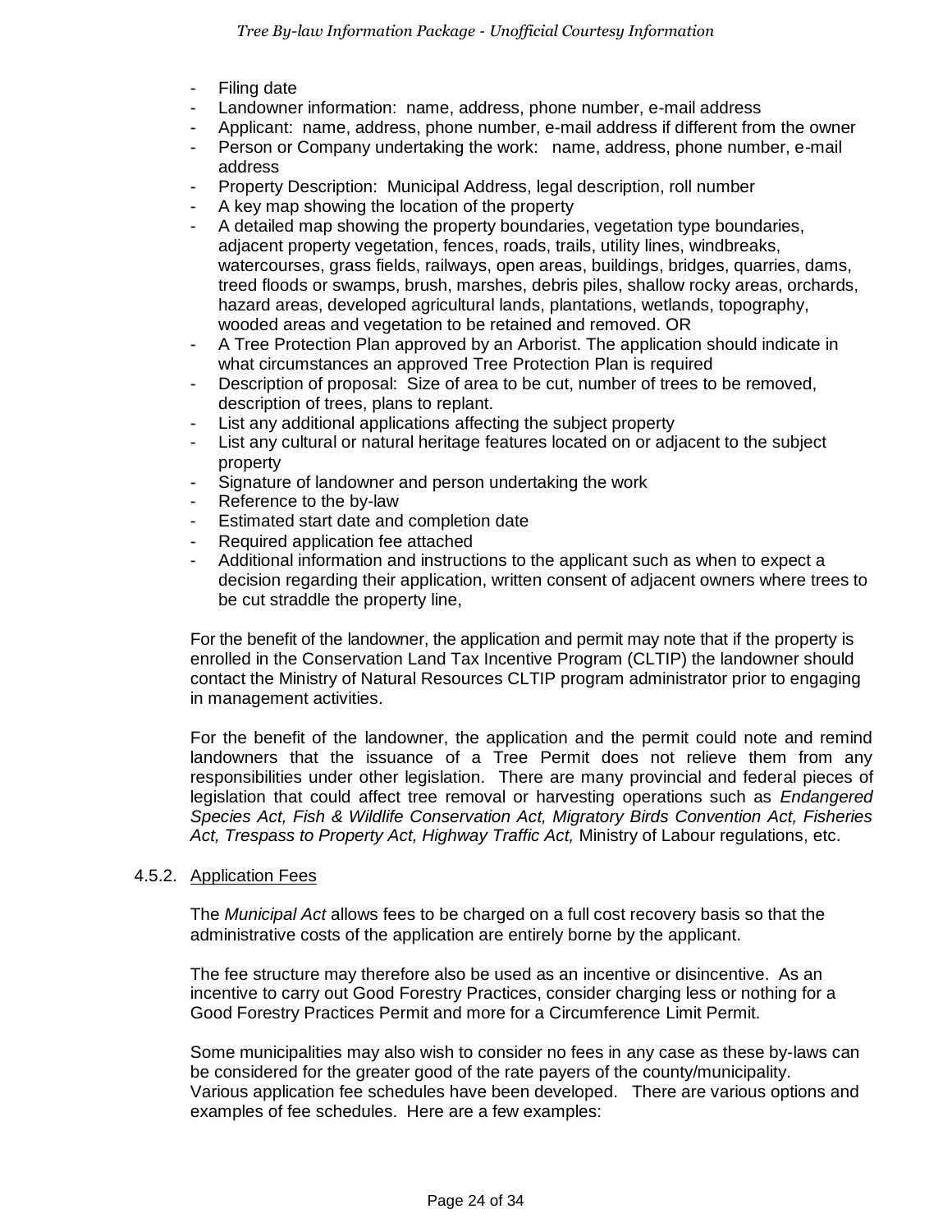- Filing date
- Landowner information: name, address, phone number, e-mail address
- Applicant: name, address, phone number, e-mail address if different from the owner
- Person or Company undertaking the work: name, address, phone number, e-mail address
- Property Description: Municipal Address, legal description, roll number
- A key map showing the location of the property
- A detailed map showing the property boundaries, vegetation type boundaries, adjacent property vegetation, fences, roads, trails, utility lines, windbreaks, watercourses, grass fields, railways, open areas, buildings, bridges, quarries, dams, treed floods or swamps, brush, marshes, debris piles, shallow rocky areas, orchards, hazard areas, developed agricultural lands, plantations, wetlands, topography, wooded areas and vegetation to be retained and removed. OR
- A Tree Protection Plan approved by an Arborist. The application should indicate in what circumstances an approved Tree Protection Plan is required
- Description of proposal: Size of area to be cut, number of trees to be removed, description of trees, plans to replant.
- List any additional applications affecting the subject property
- List any cultural or natural heritage features located on or adjacent to the subject property
- Signature of landowner and person undertaking the work
- Reference to the by-law
- Estimated start date and completion date
- Required application fee attached
- Additional information and instructions to the applicant such as when to expect a decision regarding their application, written consent of adjacent owners where trees to be cut straddle the property line,

For the benefit of the landowner, the application and permit may note that if the property is enrolled in the Conservation Land Tax Incentive Program (CLTIP) the landowner should contact the Ministry of Natural Resources CLTIP program administrator prior to engaging in management activities.

For the benefit of the landowner, the application and the permit could note and remind landowners that the issuance of a Tree Permit does not relieve them from any responsibilities under other legislation. There are many provincial and federal pieces of legislation that could affect tree removal or harvesting operations such as *Endangered Species Act, Fish & Wildlife Conservation Act, Migratory Birds Convention Act, Fisheries Act, Trespass to Property Act, Highway Traffic Act,* Ministry of Labour regulations, etc.

#### 4.5.2. Application Fees

The *Municipal Act* allows fees to be charged on a full cost recovery basis so that the administrative costs of the application are entirely borne by the applicant.

The fee structure may therefore also be used as an incentive or disincentive. As an incentive to carry out Good Forestry Practices, consider charging less or nothing for a Good Forestry Practices Permit and more for a Circumference Limit Permit.

Some municipalities may also wish to consider no fees in any case as these by-laws can be considered for the greater good of the rate payers of the county/municipality. Various application fee schedules have been developed. There are various options and examples of fee schedules. Here are a few examples: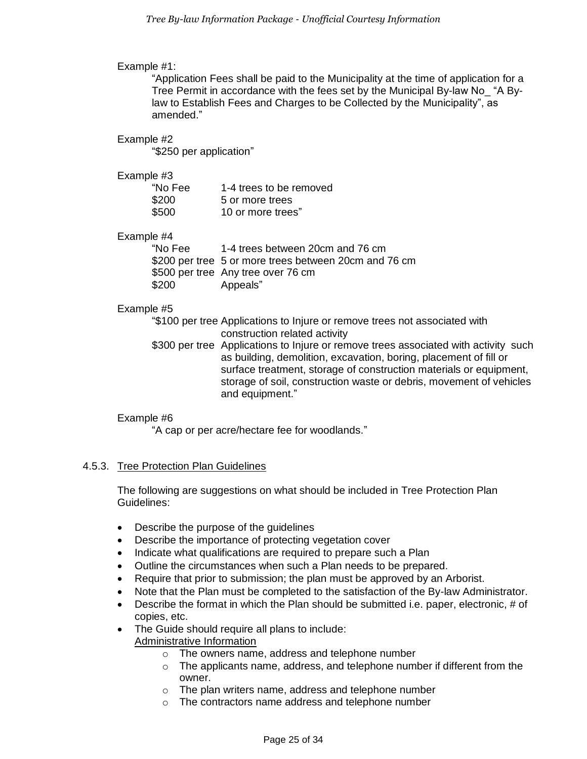Example #1:

"Application Fees shall be paid to the Municipality at the time of application for a Tree Permit in accordance with the fees set by the Municipal By-law No_ "A By-law to Establish Fees and Charges to be Collected by the Municipality", as amended."

Example #2

"$250 per application"

Example #3

| | |
|---|---|
| "No Fee | 1-4 trees to be removed |
| $200 | 5 or more trees |
| $500 | 10 or more trees" |

Example #4

| | |
|---|---|
| "No Fee | 1-4 trees between 20cm and 76 cm |
| $200 per tree | 5 or more trees between 20cm and 76 cm |
| $500 per tree | Any tree over 76 cm |
| $200 | Appeals" |

Example #5

| | |
|---|---|
| "$100 per tree | Applications to Injure or remove trees not associated with construction related activity |
| $300 per tree | Applications to Injure or remove trees associated with activity such as building, demolition, excavation, boring, placement of fill or surface treatment, storage of construction materials or equipment, storage of soil, construction waste or debris, movement of vehicles and equipment." |

Example #6

"A cap or per acre/hectare fee for woodlands."

### 4.5.3. Tree Protection Plan Guidelines

The following are suggestions on what should be included in Tree Protection Plan Guidelines:

- Describe the purpose of the guidelines
- Describe the importance of protecting vegetation cover
- Indicate what qualifications are required to prepare such a Plan
- Outline the circumstances when such a Plan needs to be prepared.
- Require that prior to submission; the plan must be approved by an Arborist.
- Note that the Plan must be completed to the satisfaction of the By-law Administrator.
- Describe the format in which the Plan should be submitted i.e. paper, electronic, # of copies, etc.
- The Guide should require all plans to include:
  Administrative Information
  - The owners name, address and telephone number
  - The applicants name, address, and telephone number if different from the owner.
  - The plan writers name, address and telephone number
  - The contractors name address and telephone number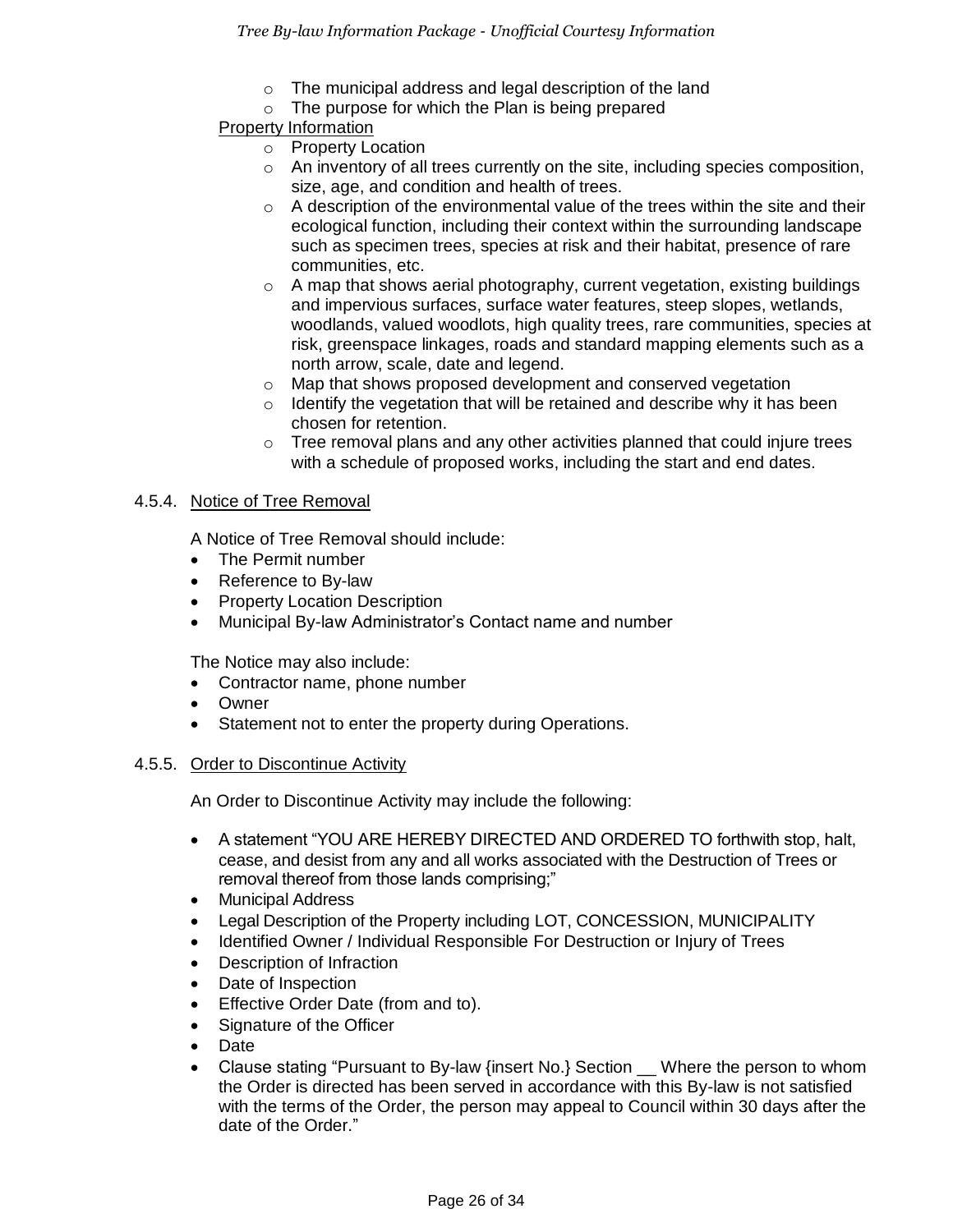- The municipal address and legal description of the land
- The purpose for which the Plan is being prepared

Property Information

- Property Location
- An inventory of all trees currently on the site, including species composition, size, age, and condition and health of trees.
- A description of the environmental value of the trees within the site and their ecological function, including their context within the surrounding landscape such as specimen trees, species at risk and their habitat, presence of rare communities, etc.
- A map that shows aerial photography, current vegetation, existing buildings and impervious surfaces, surface water features, steep slopes, wetlands, woodlands, valued woodlots, high quality trees, rare communities, species at risk, greenspace linkages, roads and standard mapping elements such as a north arrow, scale, date and legend.
- Map that shows proposed development and conserved vegetation
- Identify the vegetation that will be retained and describe why it has been chosen for retention.
- Tree removal plans and any other activities planned that could injure trees with a schedule of proposed works, including the start and end dates.

### 4.5.4. Notice of Tree Removal

A Notice of Tree Removal should include:

- The Permit number
- Reference to By-law
- Property Location Description
- Municipal By-law Administrator's Contact name and number

The Notice may also include:

- Contractor name, phone number
- Owner
- Statement not to enter the property during Operations.

### 4.5.5. Order to Discontinue Activity

An Order to Discontinue Activity may include the following:

- A statement "YOU ARE HEREBY DIRECTED AND ORDERED TO forthwith stop, halt, cease, and desist from any and all works associated with the Destruction of Trees or removal thereof from those lands comprising;"
- Municipal Address
- Legal Description of the Property including LOT, CONCESSION, MUNICIPALITY
- Identified Owner / Individual Responsible For Destruction or Injury of Trees
- Description of Infraction
- Date of Inspection
- Effective Order Date (from and to).
- Signature of the Officer
- Date
- Clause stating "Pursuant to By-law {insert No.} Section __ Where the person to whom the Order is directed has been served in accordance with this By-law is not satisfied with the terms of the Order, the person may appeal to Council within 30 days after the date of the Order."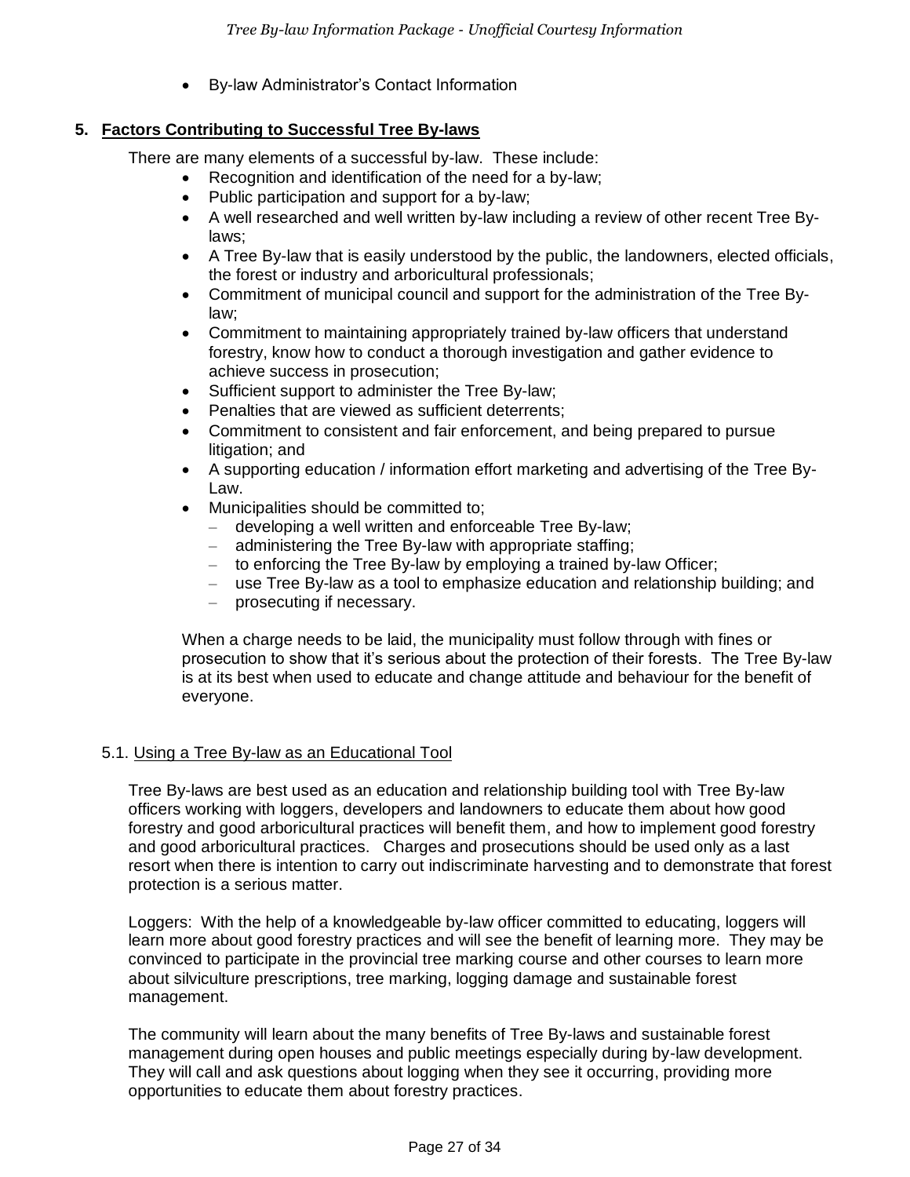- By-law Administrator's Contact Information

## 5. Factors Contributing to Successful Tree By-laws

There are many elements of a successful by-law. These include:

- Recognition and identification of the need for a by-law;
- Public participation and support for a by-law;
- A well researched and well written by-law including a review of other recent Tree By-laws;
- A Tree By-law that is easily understood by the public, the landowners, elected officials, the forest or industry and arboricultural professionals;
- Commitment of municipal council and support for the administration of the Tree By-law;
- Commitment to maintaining appropriately trained by-law officers that understand forestry, know how to conduct a thorough investigation and gather evidence to achieve success in prosecution;
- Sufficient support to administer the Tree By-law;
- Penalties that are viewed as sufficient deterrents;
- Commitment to consistent and fair enforcement, and being prepared to pursue litigation; and
- A supporting education / information effort marketing and advertising of the Tree By-Law.
- Municipalities should be committed to;
  - developing a well written and enforceable Tree By-law;
  - administering the Tree By-law with appropriate staffing;
  - to enforcing the Tree By-law by employing a trained by-law Officer;
  - use Tree By-law as a tool to emphasize education and relationship building; and
  - prosecuting if necessary.

When a charge needs to be laid, the municipality must follow through with fines or prosecution to show that it's serious about the protection of their forests. The Tree By-law is at its best when used to educate and change attitude and behaviour for the benefit of everyone.

### 5.1. Using a Tree By-law as an Educational Tool

Tree By-laws are best used as an education and relationship building tool with Tree By-law officers working with loggers, developers and landowners to educate them about how good forestry and good arboricultural practices will benefit them, and how to implement good forestry and good arboricultural practices. Charges and prosecutions should be used only as a last resort when there is intention to carry out indiscriminate harvesting and to demonstrate that forest protection is a serious matter.

Loggers: With the help of a knowledgeable by-law officer committed to educating, loggers will learn more about good forestry practices and will see the benefit of learning more. They may be convinced to participate in the provincial tree marking course and other courses to learn more about silviculture prescriptions, tree marking, logging damage and sustainable forest management.

The community will learn about the many benefits of Tree By-laws and sustainable forest management during open houses and public meetings especially during by-law development. They will call and ask questions about logging when they see it occurring, providing more opportunities to educate them about forestry practices.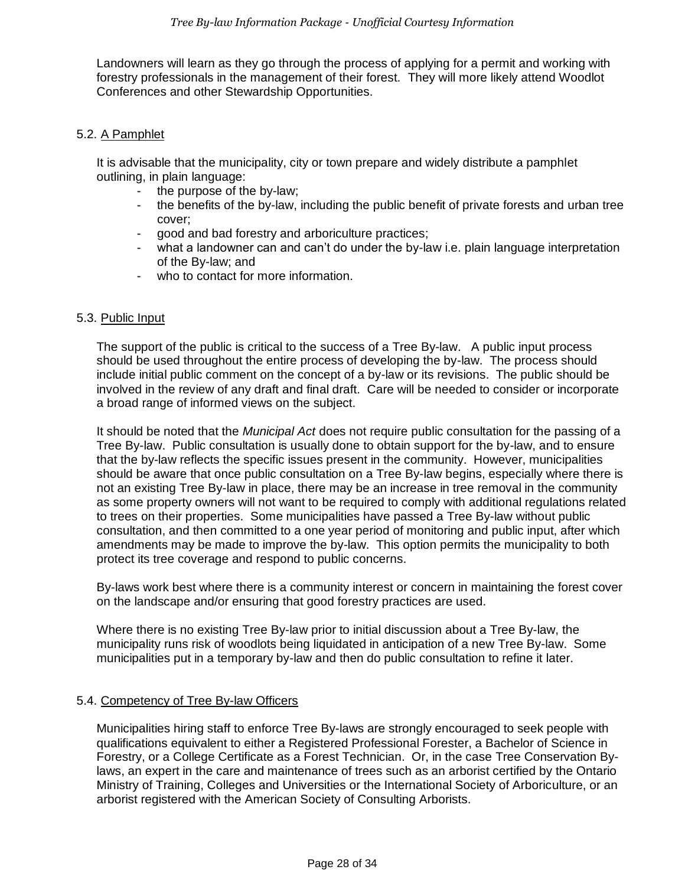Landowners will learn as they go through the process of applying for a permit and working with forestry professionals in the management of their forest. They will more likely attend Woodlot Conferences and other Stewardship Opportunities.

### 5.2. A Pamphlet

It is advisable that the municipality, city or town prepare and widely distribute a pamphlet outlining, in plain language:

- the purpose of the by-law;
- the benefits of the by-law, including the public benefit of private forests and urban tree cover;
- good and bad forestry and arboriculture practices;
- what a landowner can and can't do under the by-law i.e. plain language interpretation of the By-law; and
- who to contact for more information.

### 5.3. Public Input

The support of the public is critical to the success of a Tree By-law. A public input process should be used throughout the entire process of developing the by-law. The process should include initial public comment on the concept of a by-law or its revisions. The public should be involved in the review of any draft and final draft. Care will be needed to consider or incorporate a broad range of informed views on the subject.

It should be noted that the *Municipal Act* does not require public consultation for the passing of a Tree By-law. Public consultation is usually done to obtain support for the by-law, and to ensure that the by-law reflects the specific issues present in the community. However, municipalities should be aware that once public consultation on a Tree By-law begins, especially where there is not an existing Tree By-law in place, there may be an increase in tree removal in the community as some property owners will not want to be required to comply with additional regulations related to trees on their properties. Some municipalities have passed a Tree By-law without public consultation, and then committed to a one year period of monitoring and public input, after which amendments may be made to improve the by-law. This option permits the municipality to both protect its tree coverage and respond to public concerns.

By-laws work best where there is a community interest or concern in maintaining the forest cover on the landscape and/or ensuring that good forestry practices are used.

Where there is no existing Tree By-law prior to initial discussion about a Tree By-law, the municipality runs risk of woodlots being liquidated in anticipation of a new Tree By-law. Some municipalities put in a temporary by-law and then do public consultation to refine it later.

### 5.4. Competency of Tree By-law Officers

Municipalities hiring staff to enforce Tree By-laws are strongly encouraged to seek people with qualifications equivalent to either a Registered Professional Forester, a Bachelor of Science in Forestry, or a College Certificate as a Forest Technician. Or, in the case Tree Conservation By-laws, an expert in the care and maintenance of trees such as an arborist certified by the Ontario Ministry of Training, Colleges and Universities or the International Society of Arboriculture, or an arborist registered with the American Society of Consulting Arborists.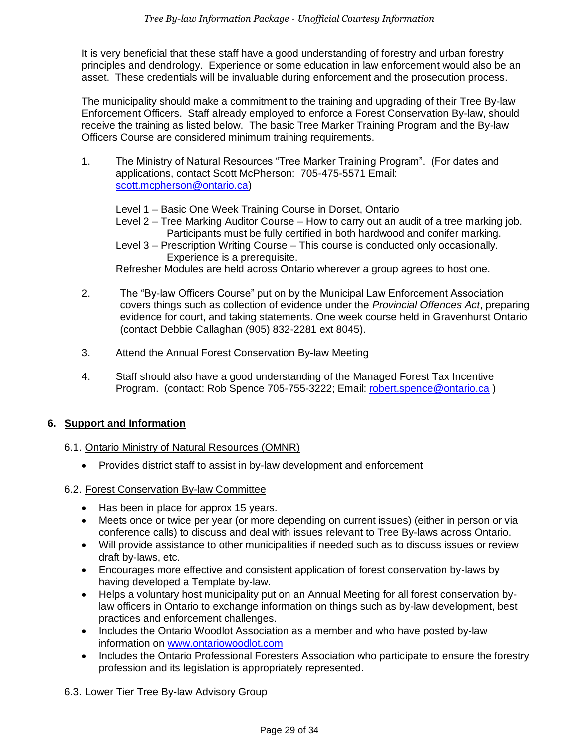It is very beneficial that these staff have a good understanding of forestry and urban forestry principles and dendrology. Experience or some education in law enforcement would also be an asset. These credentials will be invaluable during enforcement and the prosecution process.

The municipality should make a commitment to the training and upgrading of their Tree By-law Enforcement Officers. Staff already employed to enforce a Forest Conservation By-law, should receive the training as listed below. The basic Tree Marker Training Program and the By-law Officers Course are considered minimum training requirements.

1. The Ministry of Natural Resources "Tree Marker Training Program". (For dates and applications, contact Scott McPherson: 705-475-5571 Email: scott.mcpherson@ontario.ca)

   Level 1 – Basic One Week Training Course in Dorset, Ontario
   Level 2 – Tree Marking Auditor Course – How to carry out an audit of a tree marking job. Participants must be fully certified in both hardwood and conifer marking.
   Level 3 – Prescription Writing Course – This course is conducted only occasionally. Experience is a prerequisite.
   Refresher Modules are held across Ontario wherever a group agrees to host one.

2. The "By-law Officers Course" put on by the Municipal Law Enforcement Association covers things such as collection of evidence under the *Provincial Offences Act*, preparing evidence for court, and taking statements. One week course held in Gravenhurst Ontario (contact Debbie Callaghan (905) 832-2281 ext 8045).

3. Attend the Annual Forest Conservation By-law Meeting

4. Staff should also have a good understanding of the Managed Forest Tax Incentive Program. (contact: Rob Spence 705-755-3222; Email: robert.spence@ontario.ca )

## 6. Support and Information

### 6.1. Ontario Ministry of Natural Resources (OMNR)

- Provides district staff to assist in by-law development and enforcement

### 6.2. Forest Conservation By-law Committee

- Has been in place for approx 15 years.
- Meets once or twice per year (or more depending on current issues) (either in person or via conference calls) to discuss and deal with issues relevant to Tree By-laws across Ontario.
- Will provide assistance to other municipalities if needed such as to discuss issues or review draft by-laws, etc.
- Encourages more effective and consistent application of forest conservation by-laws by having developed a Template by-law.
- Helps a voluntary host municipality put on an Annual Meeting for all forest conservation by-law officers in Ontario to exchange information on things such as by-law development, best practices and enforcement challenges.
- Includes the Ontario Woodlot Association as a member and who have posted by-law information on www.ontariowoodlot.com
- Includes the Ontario Professional Foresters Association who participate to ensure the forestry profession and its legislation is appropriately represented.

### 6.3. Lower Tier Tree By-law Advisory Group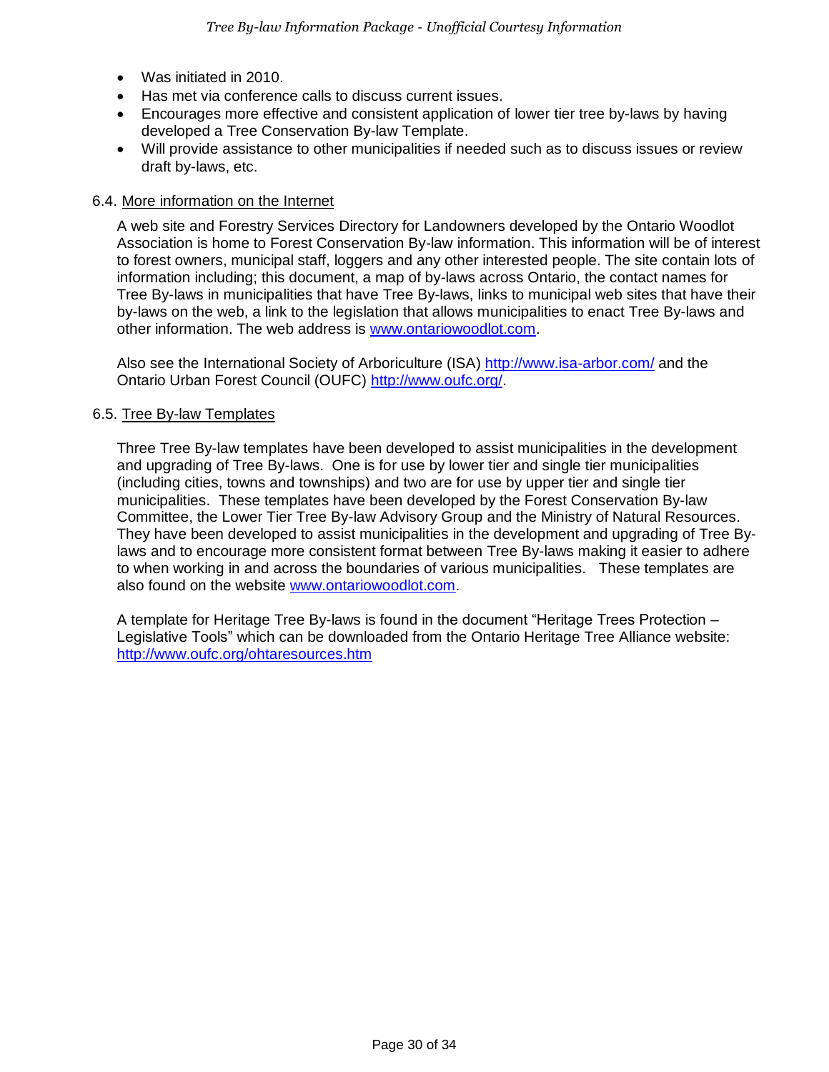- Was initiated in 2010.
- Has met via conference calls to discuss current issues.
- Encourages more effective and consistent application of lower tier tree by-laws by having developed a Tree Conservation By-law Template.
- Will provide assistance to other municipalities if needed such as to discuss issues or review draft by-laws, etc.

### 6.4. More information on the Internet

A web site and Forestry Services Directory for Landowners developed by the Ontario Woodlot Association is home to Forest Conservation By-law information. This information will be of interest to forest owners, municipal staff, loggers and any other interested people. The site contain lots of information including; this document, a map of by-laws across Ontario, the contact names for Tree By-laws in municipalities that have Tree By-laws, links to municipal web sites that have their by-laws on the web, a link to the legislation that allows municipalities to enact Tree By-laws and other information. The web address is www.ontariowoodlot.com.

Also see the International Society of Arboriculture (ISA) http://www.isa-arbor.com/ and the Ontario Urban Forest Council (OUFC) http://www.oufc.org/.

### 6.5. Tree By-law Templates

Three Tree By-law templates have been developed to assist municipalities in the development and upgrading of Tree By-laws. One is for use by lower tier and single tier municipalities (including cities, towns and townships) and two are for use by upper tier and single tier municipalities. These templates have been developed by the Forest Conservation By-law Committee, the Lower Tier Tree By-law Advisory Group and the Ministry of Natural Resources. They have been developed to assist municipalities in the development and upgrading of Tree By-laws and to encourage more consistent format between Tree By-laws making it easier to adhere to when working in and across the boundaries of various municipalities. These templates are also found on the website www.ontariowoodlot.com.

A template for Heritage Tree By-laws is found in the document “Heritage Trees Protection – Legislative Tools” which can be downloaded from the Ontario Heritage Tree Alliance website: http://www.oufc.org/ohtaresources.htm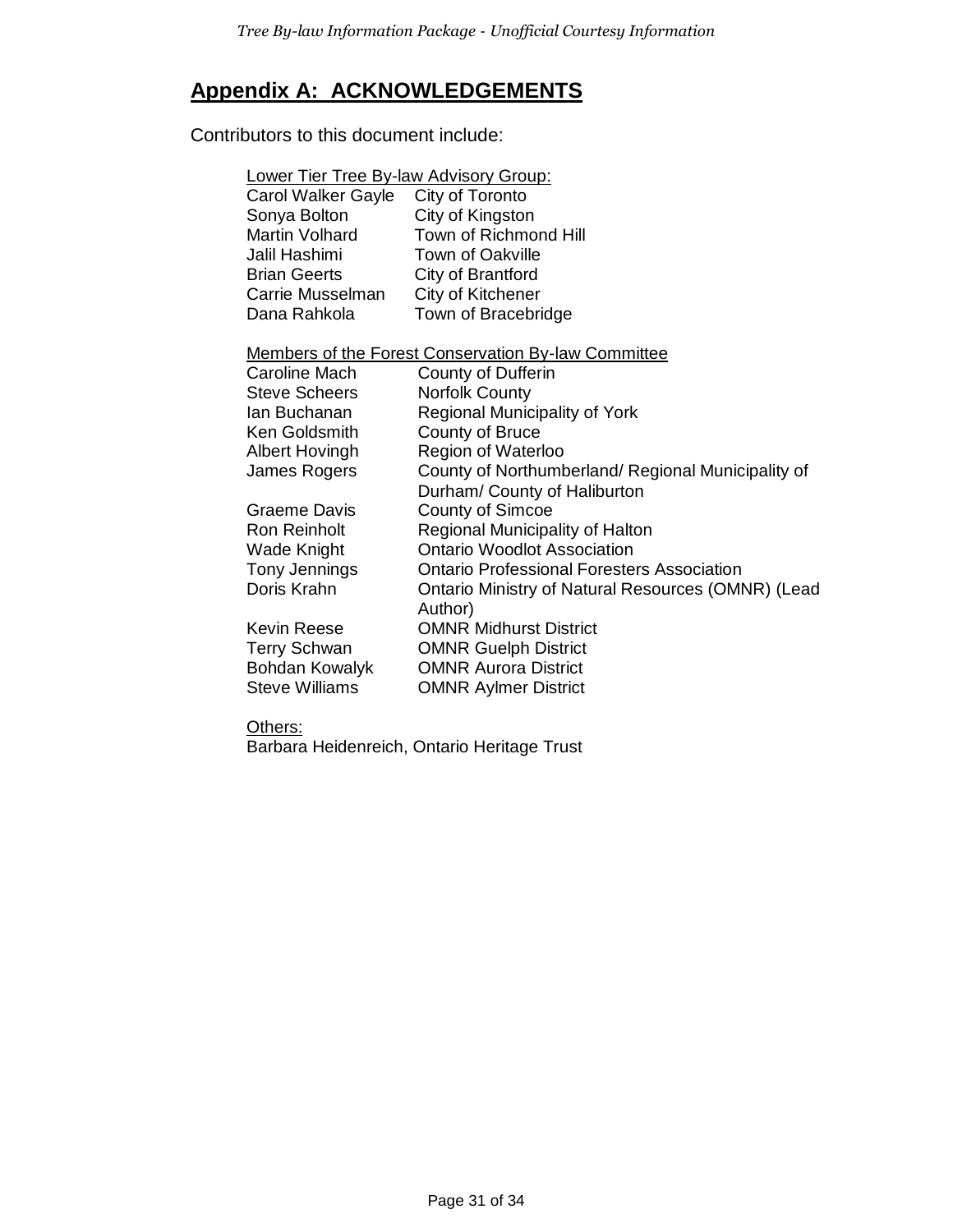## Appendix A: ACKNOWLEDGEMENTS

Contributors to this document include:

Lower Tier Tree By-law Advisory Group:

| | |
|---|---|
| Carol Walker Gayle | City of Toronto |
| Sonya Bolton | City of Kingston |
| Martin Volhard | Town of Richmond Hill |
| Jalil Hashimi | Town of Oakville |
| Brian Geerts | City of Brantford |
| Carrie Musselman | City of Kitchener |
| Dana Rahkola | Town of Bracebridge |

Members of the Forest Conservation By-law Committee

| | |
|---|---|
| Caroline Mach | County of Dufferin |
| Steve Scheers | Norfolk County |
| Ian Buchanan | Regional Municipality of York |
| Ken Goldsmith | County of Bruce |
| Albert Hovingh | Region of Waterloo |
| James Rogers | County of Northumberland/ Regional Municipality of Durham/ County of Haliburton |
| Graeme Davis | County of Simcoe |
| Ron Reinholt | Regional Municipality of Halton |
| Wade Knight | Ontario Woodlot Association |
| Tony Jennings | Ontario Professional Foresters Association |
| Doris Krahn | Ontario Ministry of Natural Resources (OMNR) (Lead Author) |
| Kevin Reese | OMNR Midhurst District |
| Terry Schwan | OMNR Guelph District |
| Bohdan Kowalyk | OMNR Aurora District |
| Steve Williams | OMNR Aylmer District |

Others:

Barbara Heidenreich, Ontario Heritage Trust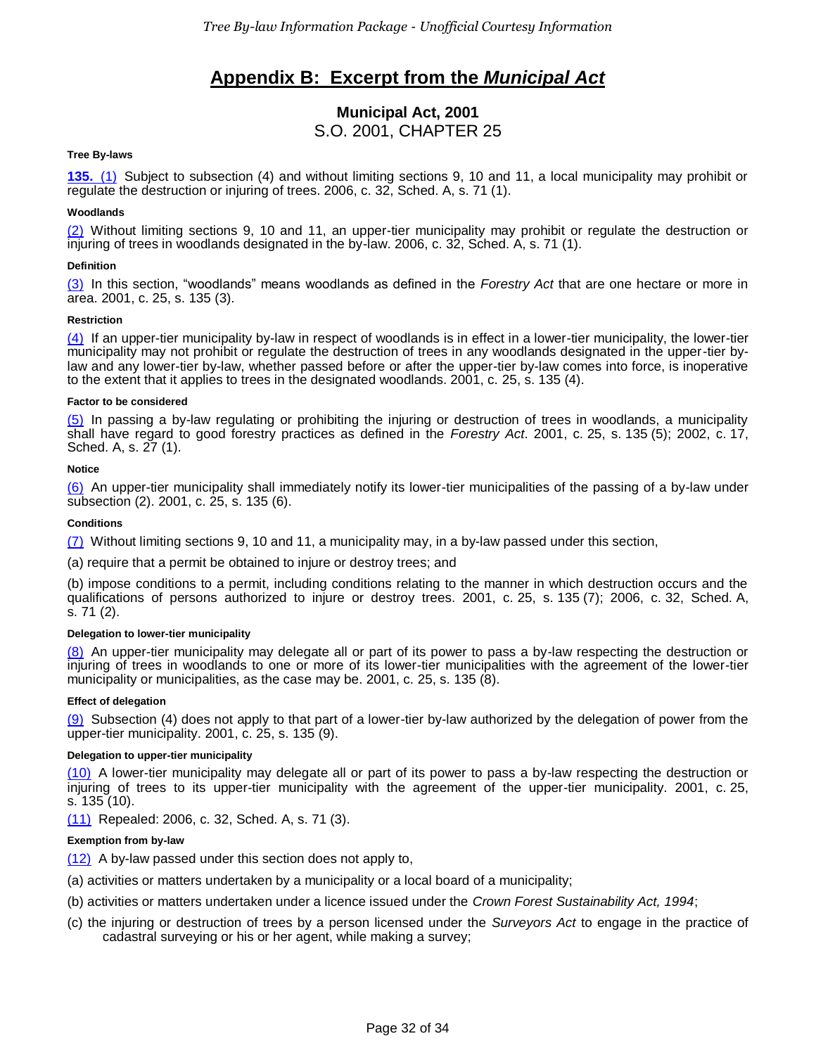# Appendix B: Excerpt from the *Municipal Act*

## Municipal Act, 2001
S.O. 2001, CHAPTER 25

**Tree By-laws**

**135.** (1) Subject to subsection (4) and without limiting sections 9, 10 and 11, a local municipality may prohibit or regulate the destruction or injuring of trees. 2006, c. 32, Sched. A, s. 71 (1).

**Woodlands**

(2) Without limiting sections 9, 10 and 11, an upper-tier municipality may prohibit or regulate the destruction or injuring of trees in woodlands designated in the by-law. 2006, c. 32, Sched. A, s. 71 (1).

**Definition**

(3) In this section, "woodlands" means woodlands as defined in the *Forestry Act* that are one hectare or more in area. 2001, c. 25, s. 135 (3).

**Restriction**

(4) If an upper-tier municipality by-law in respect of woodlands is in effect in a lower-tier municipality, the lower-tier municipality may not prohibit or regulate the destruction of trees in any woodlands designated in the upper-tier by-law and any lower-tier by-law, whether passed before or after the upper-tier by-law comes into force, is inoperative to the extent that it applies to trees in the designated woodlands. 2001, c. 25, s. 135 (4).

**Factor to be considered**

(5) In passing a by-law regulating or prohibiting the injuring or destruction of trees in woodlands, a municipality shall have regard to good forestry practices as defined in the *Forestry Act*. 2001, c. 25, s. 135 (5); 2002, c. 17, Sched. A, s. 27 (1).

**Notice**

(6) An upper-tier municipality shall immediately notify its lower-tier municipalities of the passing of a by-law under subsection (2). 2001, c. 25, s. 135 (6).

**Conditions**

(7) Without limiting sections 9, 10 and 11, a municipality may, in a by-law passed under this section,

(a) require that a permit be obtained to injure or destroy trees; and

(b) impose conditions to a permit, including conditions relating to the manner in which destruction occurs and the qualifications of persons authorized to injure or destroy trees. 2001, c. 25, s. 135 (7); 2006, c. 32, Sched. A, s. 71 (2).

**Delegation to lower-tier municipality**

(8) An upper-tier municipality may delegate all or part of its power to pass a by-law respecting the destruction or injuring of trees in woodlands to one or more of its lower-tier municipalities with the agreement of the lower-tier municipality or municipalities, as the case may be. 2001, c. 25, s. 135 (8).

**Effect of delegation**

(9) Subsection (4) does not apply to that part of a lower-tier by-law authorized by the delegation of power from the upper-tier municipality. 2001, c. 25, s. 135 (9).

**Delegation to upper-tier municipality**

(10) A lower-tier municipality may delegate all or part of its power to pass a by-law respecting the destruction or injuring of trees to its upper-tier municipality with the agreement of the upper-tier municipality. 2001, c. 25, s. 135 (10).

(11) Repealed: 2006, c. 32, Sched. A, s. 71 (3).

**Exemption from by-law**

(12) A by-law passed under this section does not apply to,

(a) activities or matters undertaken by a municipality or a local board of a municipality;

(b) activities or matters undertaken under a licence issued under the *Crown Forest Sustainability Act, 1994*;

(c) the injuring or destruction of trees by a person licensed under the *Surveyors Act* to engage in the practice of cadastral surveying or his or her agent, while making a survey;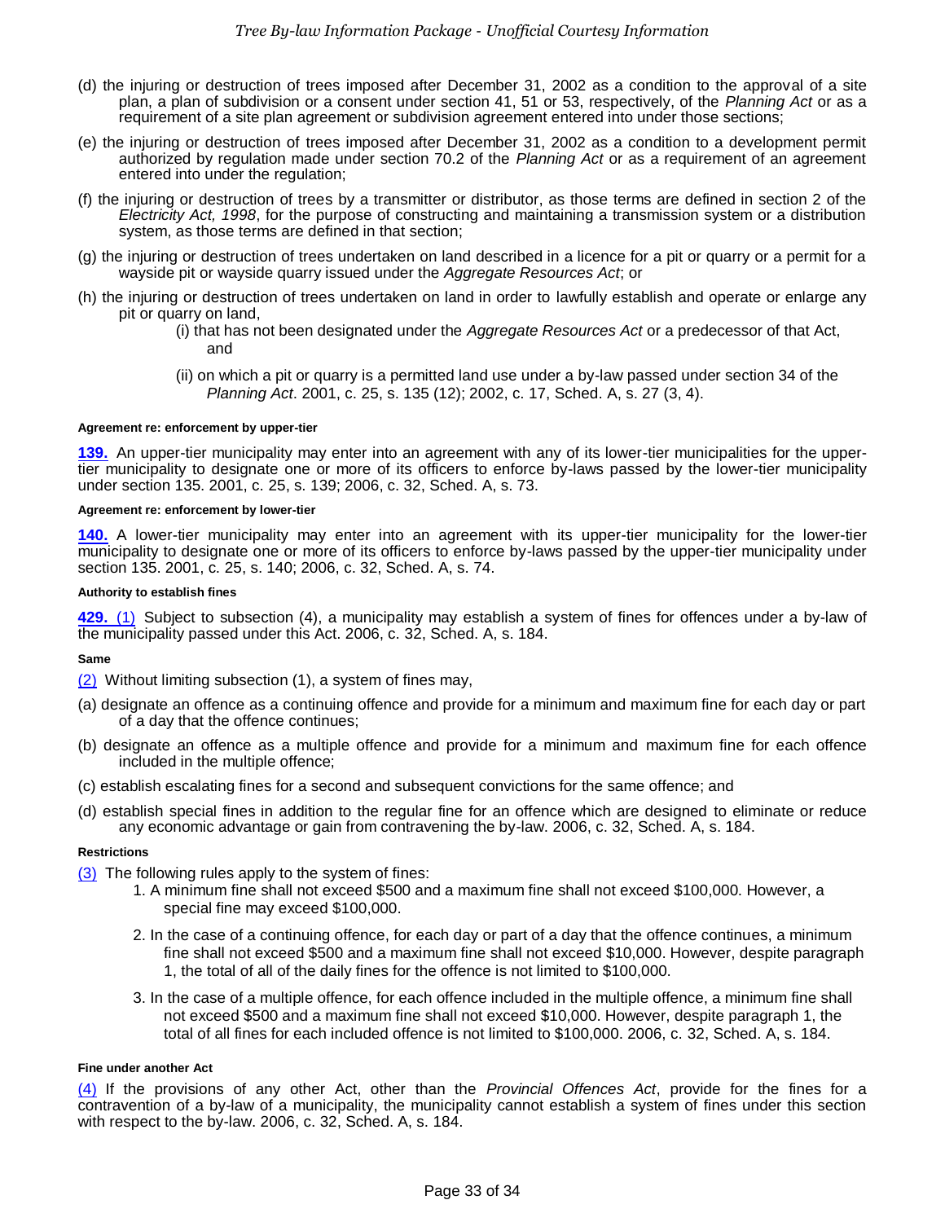(d) the injuring or destruction of trees imposed after December 31, 2002 as a condition to the approval of a site plan, a plan of subdivision or a consent under section 41, 51 or 53, respectively, of the *Planning Act* or as a requirement of a site plan agreement or subdivision agreement entered into under those sections;

(e) the injuring or destruction of trees imposed after December 31, 2002 as a condition to a development permit authorized by regulation made under section 70.2 of the *Planning Act* or as a requirement of an agreement entered into under the regulation;

(f) the injuring or destruction of trees by a transmitter or distributor, as those terms are defined in section 2 of the *Electricity Act, 1998*, for the purpose of constructing and maintaining a transmission system or a distribution system, as those terms are defined in that section;

(g) the injuring or destruction of trees undertaken on land described in a licence for a pit or quarry or a permit for a wayside pit or wayside quarry issued under the *Aggregate Resources Act*; or

(h) the injuring or destruction of trees undertaken on land in order to lawfully establish and operate or enlarge any pit or quarry on land,

(i) that has not been designated under the *Aggregate Resources Act* or a predecessor of that Act, and

(ii) on which a pit or quarry is a permitted land use under a by-law passed under section 34 of the *Planning Act*. 2001, c. 25, s. 135 (12); 2002, c. 17, Sched. A, s. 27 (3, 4).

##### Agreement re: enforcement by upper-tier

**139.** An upper-tier municipality may enter into an agreement with any of its lower-tier municipalities for the upper-tier municipality to designate one or more of its officers to enforce by-laws passed by the lower-tier municipality under section 135. 2001, c. 25, s. 139; 2006, c. 32, Sched. A, s. 73.

##### Agreement re: enforcement by lower-tier

**140.** A lower-tier municipality may enter into an agreement with its upper-tier municipality for the lower-tier municipality to designate one or more of its officers to enforce by-laws passed by the upper-tier municipality under section 135. 2001, c. 25, s. 140; 2006, c. 32, Sched. A, s. 74.

##### Authority to establish fines

**429.** (1) Subject to subsection (4), a municipality may establish a system of fines for offences under a by-law of the municipality passed under this Act. 2006, c. 32, Sched. A, s. 184.

##### Same

(2) Without limiting subsection (1), a system of fines may,

(a) designate an offence as a continuing offence and provide for a minimum and maximum fine for each day or part of a day that the offence continues;

(b) designate an offence as a multiple offence and provide for a minimum and maximum fine for each offence included in the multiple offence;

(c) establish escalating fines for a second and subsequent convictions for the same offence; and

(d) establish special fines in addition to the regular fine for an offence which are designed to eliminate or reduce any economic advantage or gain from contravening the by-law. 2006, c. 32, Sched. A, s. 184.

##### Restrictions

(3) The following rules apply to the system of fines:

1. A minimum fine shall not exceed $500 and a maximum fine shall not exceed $100,000. However, a special fine may exceed $100,000.

2. In the case of a continuing offence, for each day or part of a day that the offence continues, a minimum fine shall not exceed $500 and a maximum fine shall not exceed $10,000. However, despite paragraph 1, the total of all of the daily fines for the offence is not limited to $100,000.

3. In the case of a multiple offence, for each offence included in the multiple offence, a minimum fine shall not exceed $500 and a maximum fine shall not exceed $10,000. However, despite paragraph 1, the total of all fines for each included offence is not limited to $100,000. 2006, c. 32, Sched. A, s. 184.

##### Fine under another Act

(4) If the provisions of any other Act, other than the *Provincial Offences Act*, provide for the fines for a contravention of a by-law of a municipality, the municipality cannot establish a system of fines under this section with respect to the by-law. 2006, c. 32, Sched. A, s. 184.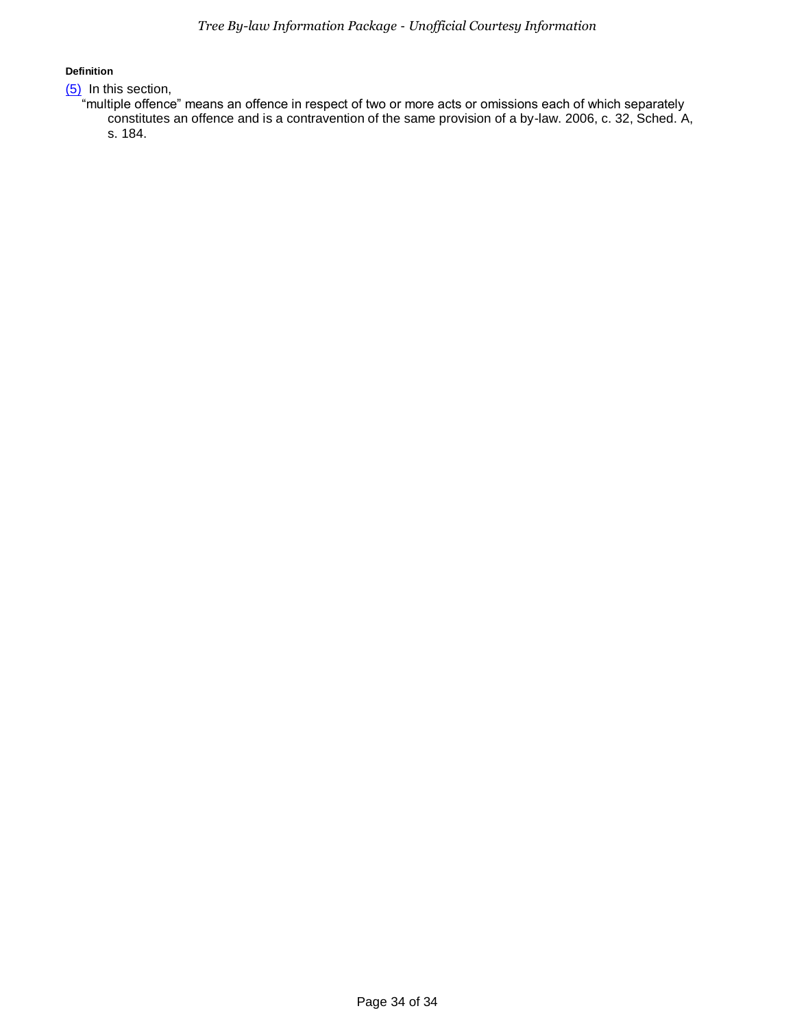**Definition**

(5) In this section,

"multiple offence" means an offence in respect of two or more acts or omissions each of which separately constitutes an offence and is a contravention of the same provision of a by-law. 2006, c. 32, Sched. A, s. 184.